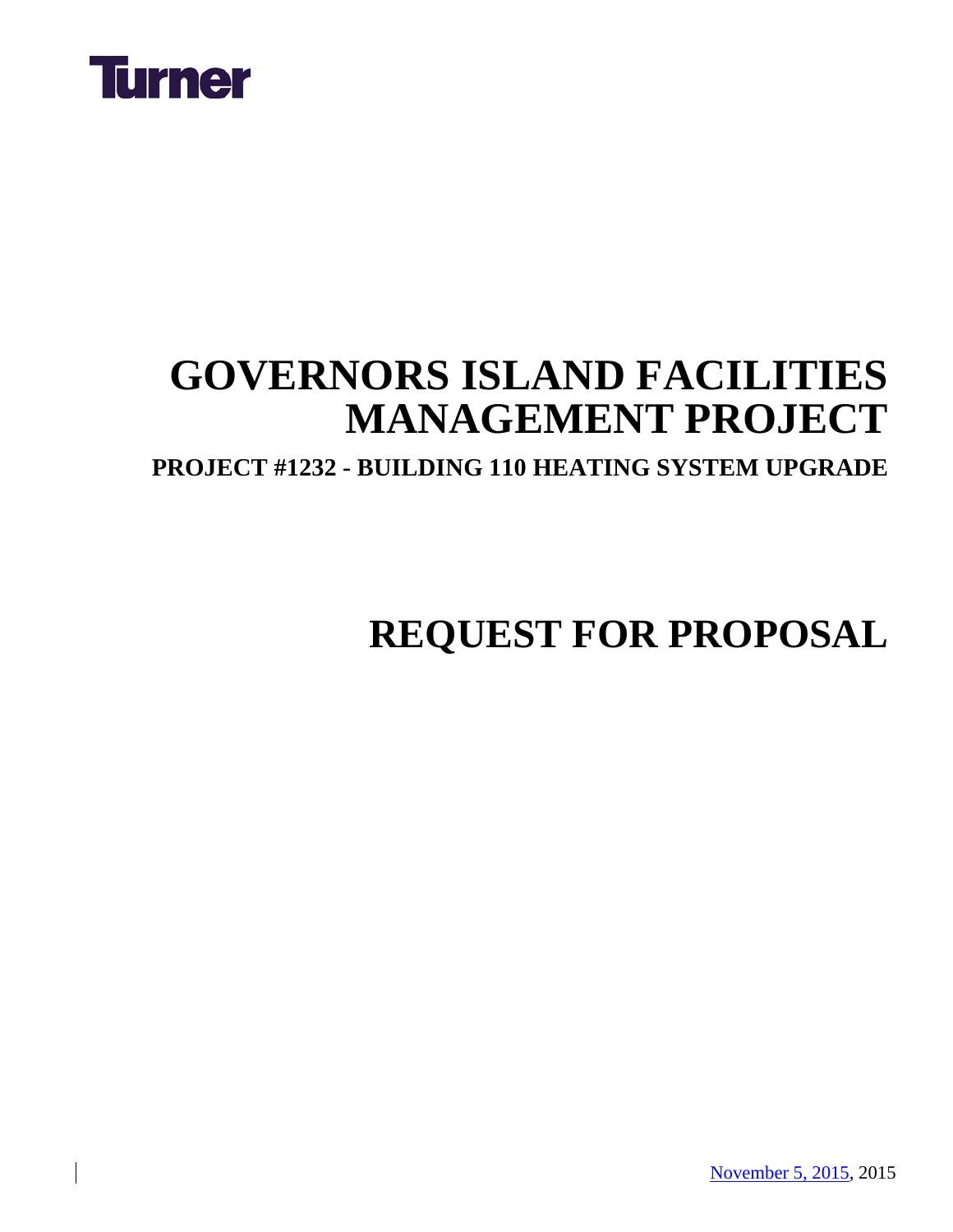Turner

# GOVERNORS ISLAND FACILITIES MANAGEMENT PROJECT

## PROJECT #1232 - BUILDING 110 HEATING SYSTEM UPGRADE

# REQUEST FOR PROPOSAL

November 5, 2015, 2015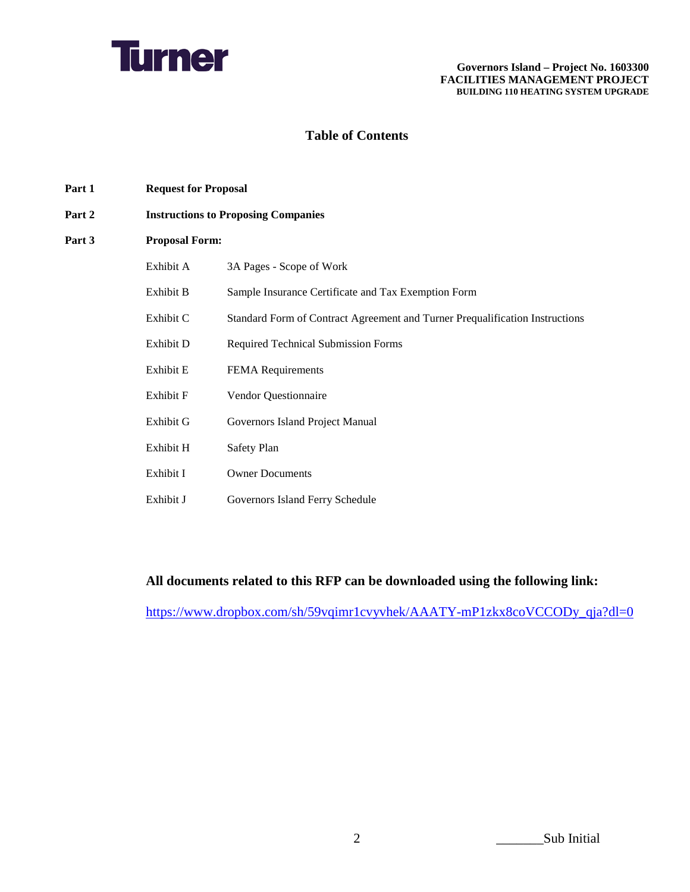# Table of Contents

**Part 1** **Request for Proposal**

**Part 2** **Instructions to Proposing Companies**

**Part 3** **Proposal Form:**

| | |
|---|---|
| Exhibit A | 3A Pages - Scope of Work |
| Exhibit B | Sample Insurance Certificate and Tax Exemption Form |
| Exhibit C | Standard Form of Contract Agreement and Turner Prequalification Instructions |
| Exhibit D | Required Technical Submission Forms |
| Exhibit E | FEMA Requirements |
| Exhibit F | Vendor Questionnaire |
| Exhibit G | Governors Island Project Manual |
| Exhibit H | Safety Plan |
| Exhibit I | Owner Documents |
| Exhibit J | Governors Island Ferry Schedule |

**All documents related to this RFP can be downloaded using the following link:**

https://www.dropbox.com/sh/59vqimr1cvyvhek/AAATY-mP1zkx8coVCCODy_qja?dl=0

_______Sub Initial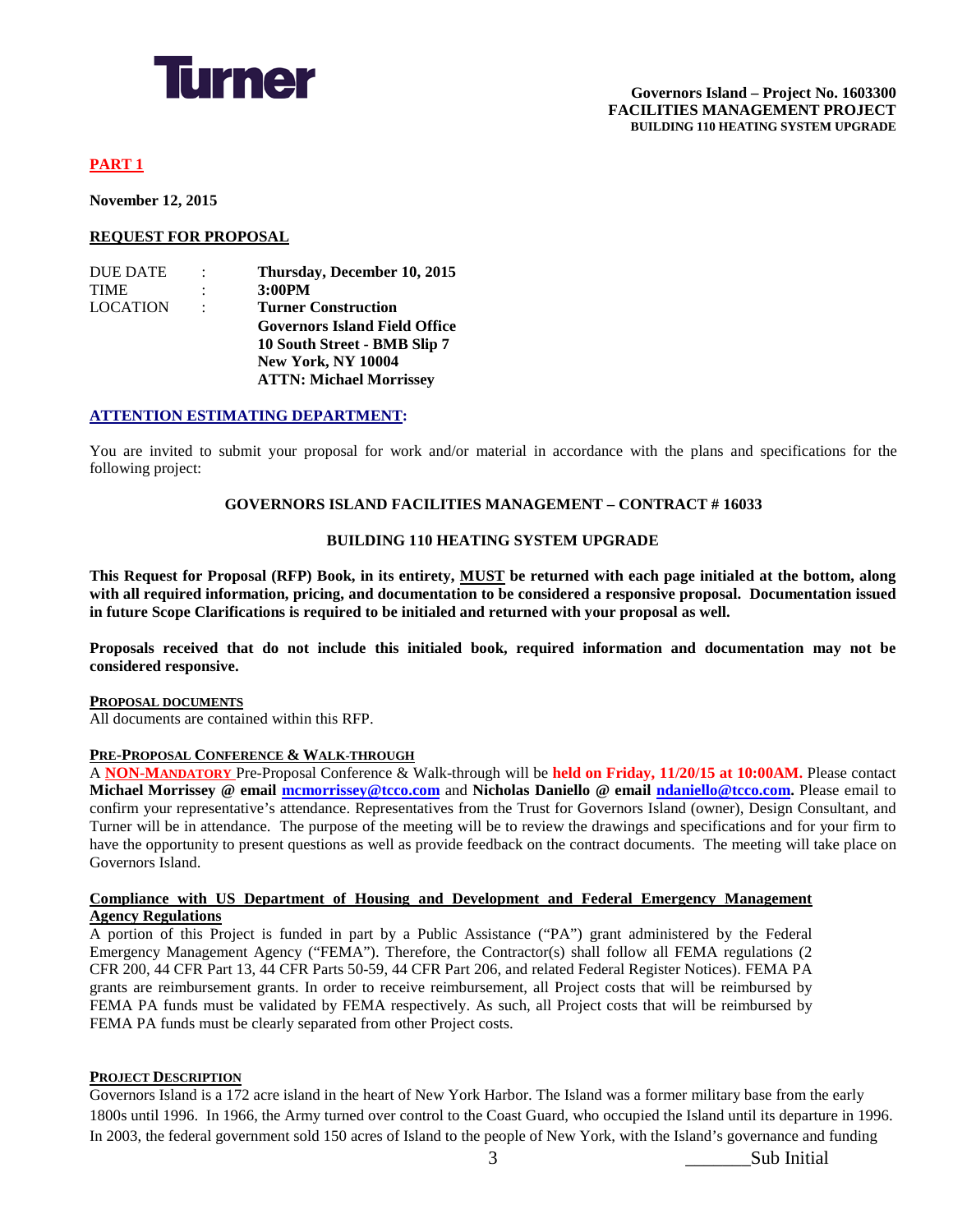**Governors Island – Project No. 1603300**
**FACILITIES MANAGEMENT PROJECT**
**BUILDING 110 HEATING SYSTEM UPGRADE**

## PART 1

**November 12, 2015**

### REQUEST FOR PROPOSAL

| | | |
|---|---|---|
| DUE DATE | : | **Thursday, December 10, 2015** |
| TIME | : | **3:00PM** |
| LOCATION | : | **Turner Construction** |
| | | **Governors Island Field Office** |
| | | **10 South Street - BMB Slip 7** |
| | | **New York, NY 10004** |
| | | **ATTN: Michael Morrissey** |

**ATTENTION ESTIMATING DEPARTMENT:**

You are invited to submit your proposal for work and/or material in accordance with the plans and specifications for the following project:

**GOVERNORS ISLAND FACILITIES MANAGEMENT – CONTRACT # 16033**

**BUILDING 110 HEATING SYSTEM UPGRADE**

**This Request for Proposal (RFP) Book, in its entirety, MUST be returned with each page initialed at the bottom, along with all required information, pricing, and documentation to be considered a responsive proposal. Documentation issued in future Scope Clarifications is required to be initialed and returned with your proposal as well.**

**Proposals received that do not include this initialed book, required information and documentation may not be considered responsive.**

**PROPOSAL DOCUMENTS**

All documents are contained within this RFP.

**PRE-PROPOSAL CONFERENCE & WALK-THROUGH**

A **NON-MANDATORY** Pre-Proposal Conference & Walk-through will be **held on Friday, 11/20/15 at 10:00AM.** Please contact **Michael Morrissey @ email mcmorrissey@tcco.com** and **Nicholas Daniello @ email ndaniello@tcco.com.** Please email to confirm your representative's attendance. Representatives from the Trust for Governors Island (owner), Design Consultant, and Turner will be in attendance. The purpose of the meeting will be to review the drawings and specifications and for your firm to have the opportunity to present questions as well as provide feedback on the contract documents. The meeting will take place on Governors Island.

**Compliance with US Department of Housing and Development and Federal Emergency Management Agency Regulations**

A portion of this Project is funded in part by a Public Assistance ("PA") grant administered by the Federal Emergency Management Agency ("FEMA"). Therefore, the Contractor(s) shall follow all FEMA regulations (2 CFR 200, 44 CFR Part 13, 44 CFR Parts 50-59, 44 CFR Part 206, and related Federal Register Notices). FEMA PA grants are reimbursement grants. In order to receive reimbursement, all Project costs that will be reimbursed by FEMA PA funds must be validated by FEMA respectively. As such, all Project costs that will be reimbursed by FEMA PA funds must be clearly separated from other Project costs.

**PROJECT DESCRIPTION**

Governors Island is a 172 acre island in the heart of New York Harbor. The Island was a former military base from the early 1800s until 1996. In 1966, the Army turned over control to the Coast Guard, who occupied the Island until its departure in 1996. In 2003, the federal government sold 150 acres of Island to the people of New York, with the Island's governance and funding

_______Sub Initial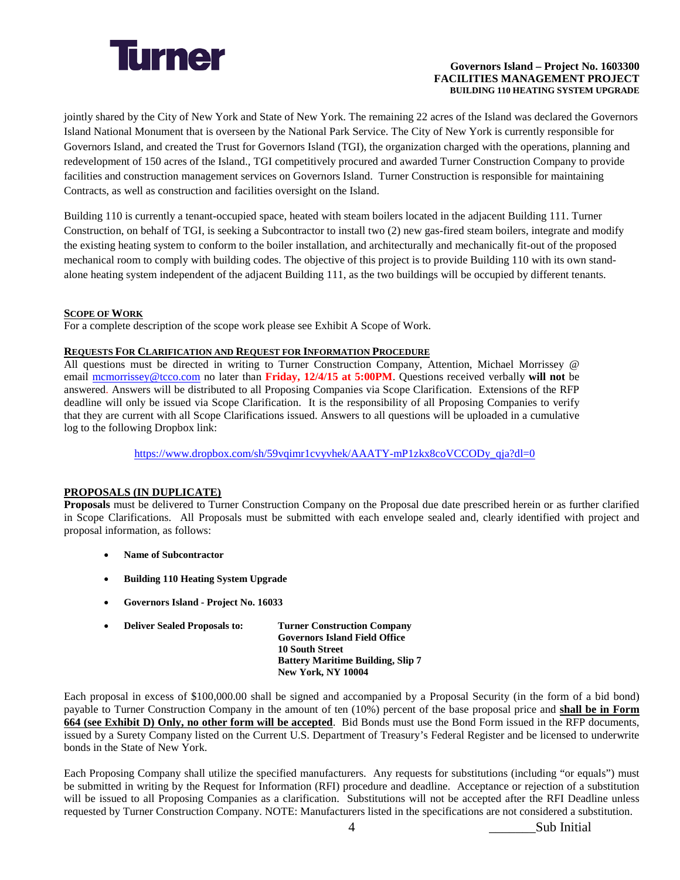jointly shared by the City of New York and State of New York. The remaining 22 acres of the Island was declared the Governors Island National Monument that is overseen by the National Park Service. The City of New York is currently responsible for Governors Island, and created the Trust for Governors Island (TGI), the organization charged with the operations, planning and redevelopment of 150 acres of the Island., TGI competitively procured and awarded Turner Construction Company to provide facilities and construction management services on Governors Island. Turner Construction is responsible for maintaining Contracts, as well as construction and facilities oversight on the Island.

Building 110 is currently a tenant-occupied space, heated with steam boilers located in the adjacent Building 111. Turner Construction, on behalf of TGI, is seeking a Subcontractor to install two (2) new gas-fired steam boilers, integrate and modify the existing heating system to conform to the boiler installation, and architecturally and mechanically fit-out of the proposed mechanical room to comply with building codes. The objective of this project is to provide Building 110 with its own stand-alone heating system independent of the adjacent Building 111, as the two buildings will be occupied by different tenants.

**SCOPE OF WORK**

For a complete description of the scope work please see Exhibit A Scope of Work.

**REQUESTS FOR CLARIFICATION AND REQUEST FOR INFORMATION PROCEDURE**

All questions must be directed in writing to Turner Construction Company, Attention, Michael Morrissey @ email mcmorrissey@tcco.com no later than **Friday, 12/4/15 at 5:00PM**. Questions received verbally **will not** be answered. Answers will be distributed to all Proposing Companies via Scope Clarification. Extensions of the RFP deadline will only be issued via Scope Clarification. It is the responsibility of all Proposing Companies to verify that they are current with all Scope Clarifications issued. Answers to all questions will be uploaded in a cumulative log to the following Dropbox link:

https://www.dropbox.com/sh/59vqimr1cvyvhek/AAATY-mP1zkx8coVCCODy_qja?dl=0

**PROPOSALS (IN DUPLICATE)**

**Proposals** must be delivered to Turner Construction Company on the Proposal due date prescribed herein or as further clarified in Scope Clarifications. All Proposals must be submitted with each envelope sealed and, clearly identified with project and proposal information, as follows:

- **Name of Subcontractor**
- **Building 110 Heating System Upgrade**
- **Governors Island - Project No. 16033**
- **Deliver Sealed Proposals to:** **Turner Construction Company**
  **Governors Island Field Office**
  **10 South Street**
  **Battery Maritime Building, Slip 7**
  **New York, NY 10004**

Each proposal in excess of $100,000.00 shall be signed and accompanied by a Proposal Security (in the form of a bid bond) payable to Turner Construction Company in the amount of ten (10%) percent of the base proposal price and **shall be in Form 664 (see Exhibit D) Only, no other form will be accepted**. Bid Bonds must use the Bond Form issued in the RFP documents, issued by a Surety Company listed on the Current U.S. Department of Treasury's Federal Register and be licensed to underwrite bonds in the State of New York.

Each Proposing Company shall utilize the specified manufacturers. Any requests for substitutions (including "or equals") must be submitted in writing by the Request for Information (RFI) procedure and deadline. Acceptance or rejection of a substitution will be issued to all Proposing Companies as a clarification. Substitutions will not be accepted after the RFI Deadline unless requested by Turner Construction Company. NOTE: Manufacturers listed in the specifications are not considered a substitution.

_______Sub Initial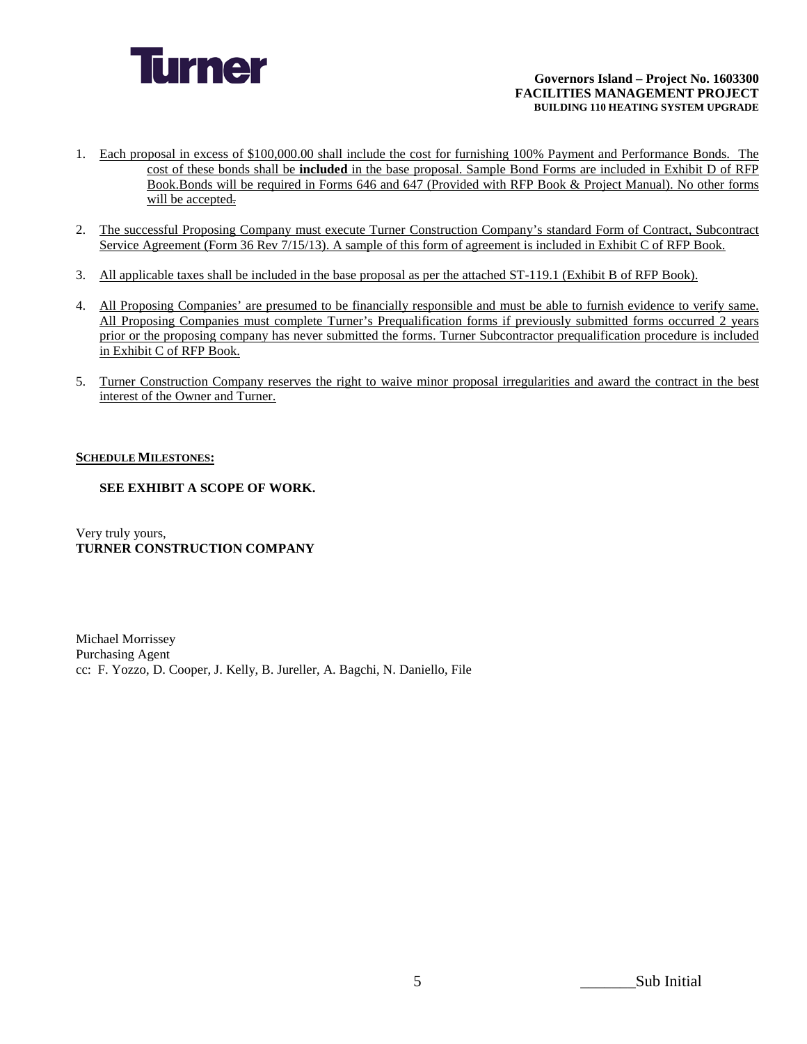1. Each proposal in excess of $100,000.00 shall include the cost for furnishing 100% Payment and Performance Bonds. The cost of these bonds shall be **included** in the base proposal. Sample Bond Forms are included in Exhibit D of RFP Book.Bonds will be required in Forms 646 and 647 (Provided with RFP Book & Project Manual). No other forms will be accepted.

2. The successful Proposing Company must execute Turner Construction Company's standard Form of Contract, Subcontract Service Agreement (Form 36 Rev 7/15/13). A sample of this form of agreement is included in Exhibit C of RFP Book.

3. All applicable taxes shall be included in the base proposal as per the attached ST-119.1 (Exhibit B of RFP Book).

4. All Proposing Companies' are presumed to be financially responsible and must be able to furnish evidence to verify same. All Proposing Companies must complete Turner's Prequalification forms if previously submitted forms occurred 2 years prior or the proposing company has never submitted the forms. Turner Subcontractor prequalification procedure is included in Exhibit C of RFP Book.

5. Turner Construction Company reserves the right to waive minor proposal irregularities and award the contract in the best interest of the Owner and Turner.

**SCHEDULE MILESTONES:**

**SEE EXHIBIT A SCOPE OF WORK.**

Very truly yours,
**TURNER CONSTRUCTION COMPANY**

Michael Morrissey
Purchasing Agent
cc: F. Yozzo, D. Cooper, J. Kelly, B. Jureller, A. Bagchi, N. Daniello, File

_______Sub Initial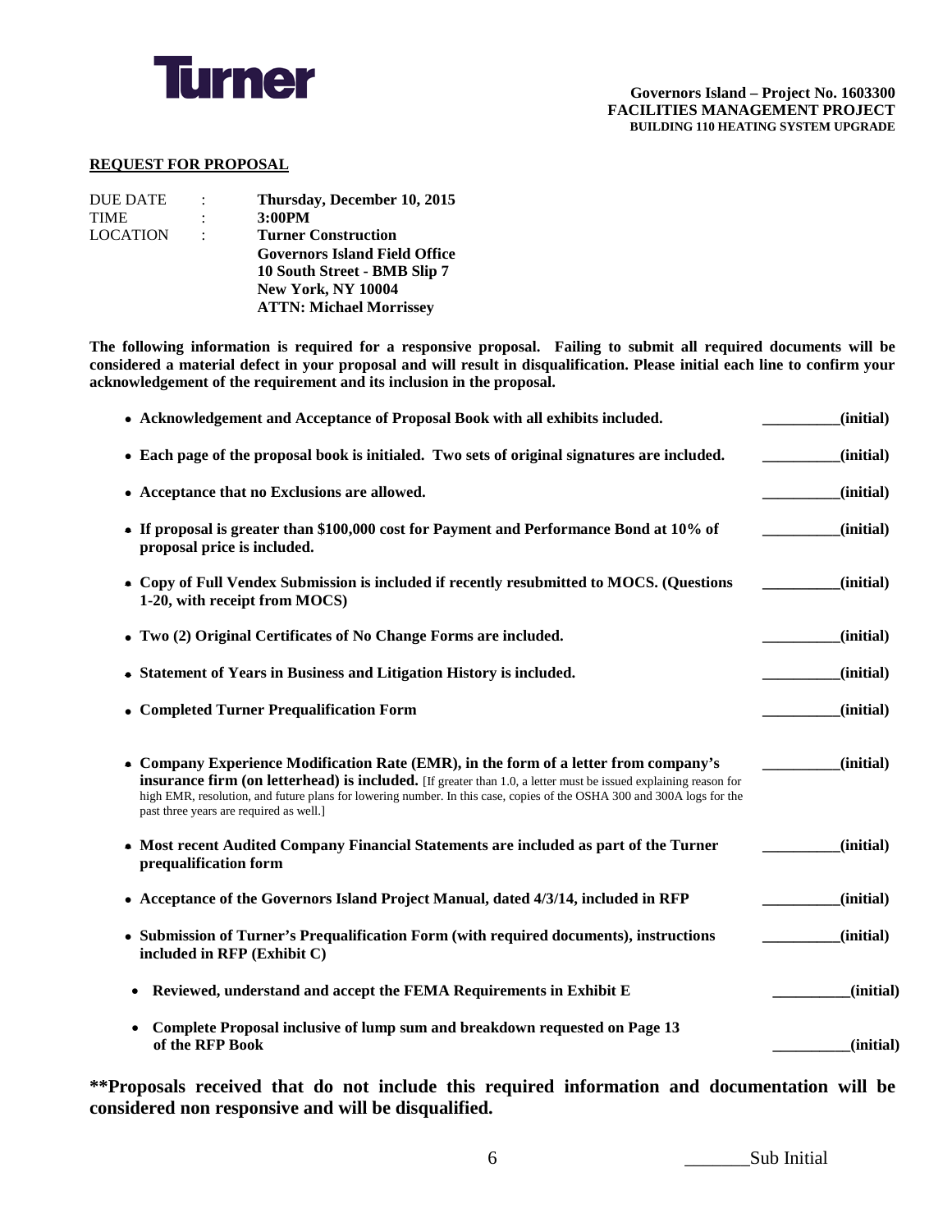**Turner**

**Governors Island – Project No. 1603300**
**FACILITIES MANAGEMENT PROJECT**
**BUILDING 110 HEATING SYSTEM UPGRADE**

**REQUEST FOR PROPOSAL**

| | | |
|---|---|---|
| DUE DATE | : | **Thursday, December 10, 2015** |
| TIME | : | **3:00PM** |
| LOCATION | : | **Turner Construction**<br>**Governors Island Field Office**<br>**10 South Street - BMB Slip 7**<br>**New York, NY 10004**<br>**ATTN: Michael Morrissey** |

**The following information is required for a responsive proposal. Failing to submit all required documents will be considered a material defect in your proposal and will result in disqualification. Please initial each line to confirm your acknowledgement of the requirement and its inclusion in the proposal.**

- **Acknowledgement and Acceptance of Proposal Book with all exhibits included.** __________(initial)
- **Each page of the proposal book is initialed. Two sets of original signatures are included.** __________(initial)
- **Acceptance that no Exclusions are allowed.** __________(initial)
- **If proposal is greater than $100,000 cost for Payment and Performance Bond at 10% of proposal price is included.** __________(initial)
- **Copy of Full Vendex Submission is included if recently resubmitted to MOCS. (Questions 1-20, with receipt from MOCS)** __________(initial)
- **Two (2) Original Certificates of No Change Forms are included.** __________(initial)
- **Statement of Years in Business and Litigation History is included.** __________(initial)
- **Completed Turner Prequalification Form** __________(initial)
- **Company Experience Modification Rate (EMR), in the form of a letter from company's insurance firm (on letterhead) is included.** [If greater than 1.0, a letter must be issued explaining reason for high EMR, resolution, and future plans for lowering number. In this case, copies of the OSHA 300 and 300A logs for the past three years are required as well.] __________(initial)
- **Most recent Audited Company Financial Statements are included as part of the Turner prequalification form** __________(initial)
- **Acceptance of the Governors Island Project Manual, dated 4/3/14, included in RFP** __________(initial)
- **Submission of Turner's Prequalification Form (with required documents), instructions included in RFP (Exhibit C)** __________(initial)
- **Reviewed, understand and accept the FEMA Requirements in Exhibit E** __________(initial)
- **Complete Proposal inclusive of lump sum and breakdown requested on Page 13 of the RFP Book** __________(initial)

**\*\*Proposals received that do not include this required information and documentation will be considered non responsive and will be disqualified.**

_______Sub Initial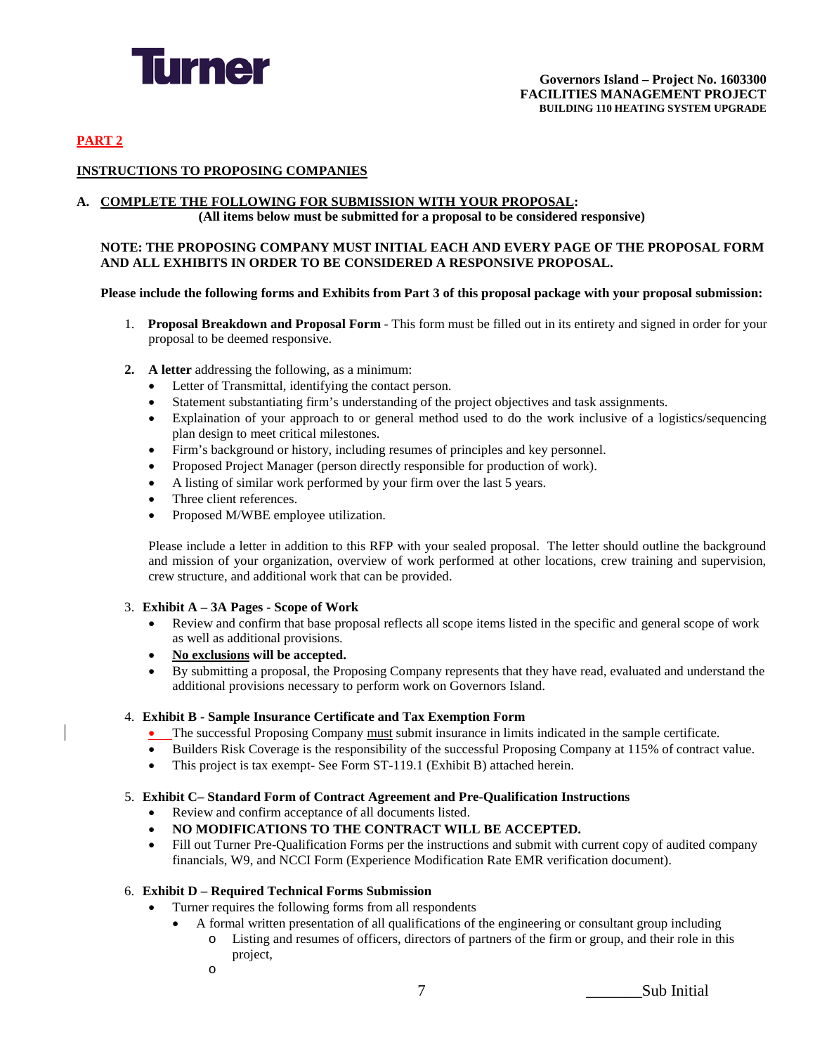**PART 2**

**INSTRUCTIONS TO PROPOSING COMPANIES**

**A. COMPLETE THE FOLLOWING FOR SUBMISSION WITH YOUR PROPOSAL:**
**(All items below must be submitted for a proposal to be considered responsive)**

**NOTE: THE PROPOSING COMPANY MUST INITIAL EACH AND EVERY PAGE OF THE PROPOSAL FORM AND ALL EXHIBITS IN ORDER TO BE CONSIDERED A RESPONSIVE PROPOSAL.**

**Please include the following forms and Exhibits from Part 3 of this proposal package with your proposal submission:**

1. **Proposal Breakdown and Proposal Form** - This form must be filled out in its entirety and signed in order for your proposal to be deemed responsive.

2. **A letter** addressing the following, as a minimum:
   - Letter of Transmittal, identifying the contact person.
   - Statement substantiating firm's understanding of the project objectives and task assignments.
   - Explaination of your approach to or general method used to do the work inclusive of a logistics/sequencing plan design to meet critical milestones.
   - Firm's background or history, including resumes of principles and key personnel.
   - Proposed Project Manager (person directly responsible for production of work).
   - A listing of similar work performed by your firm over the last 5 years.
   - Three client references.
   - Proposed M/WBE employee utilization.

   Please include a letter in addition to this RFP with your sealed proposal. The letter should outline the background and mission of your organization, overview of work performed at other locations, crew training and supervision, crew structure, and additional work that can be provided.

3. **Exhibit A – 3A Pages - Scope of Work**
   - Review and confirm that base proposal reflects all scope items listed in the specific and general scope of work as well as additional provisions.
   - **No exclusions will be accepted.**
   - By submitting a proposal, the Proposing Company represents that they have read, evaluated and understand the additional provisions necessary to perform work on Governors Island.

4. **Exhibit B - Sample Insurance Certificate and Tax Exemption Form**
   - The successful Proposing Company must submit insurance in limits indicated in the sample certificate.
   - Builders Risk Coverage is the responsibility of the successful Proposing Company at 115% of contract value.
   - This project is tax exempt- See Form ST-119.1 (Exhibit B) attached herein.

5. **Exhibit C– Standard Form of Contract Agreement and Pre-Qualification Instructions**
   - Review and confirm acceptance of all documents listed.
   - **NO MODIFICATIONS TO THE CONTRACT WILL BE ACCEPTED.**
   - Fill out Turner Pre-Qualification Forms per the instructions and submit with current copy of audited company financials, W9, and NCCI Form (Experience Modification Rate EMR verification document).

6. **Exhibit D – Required Technical Forms Submission**
   - Turner requires the following forms from all respondents
     - A formal written presentation of all qualifications of the engineering or consultant group including
       - Listing and resumes of officers, directors of partners of the firm or group, and their role in this project,
       - 

_______Sub Initial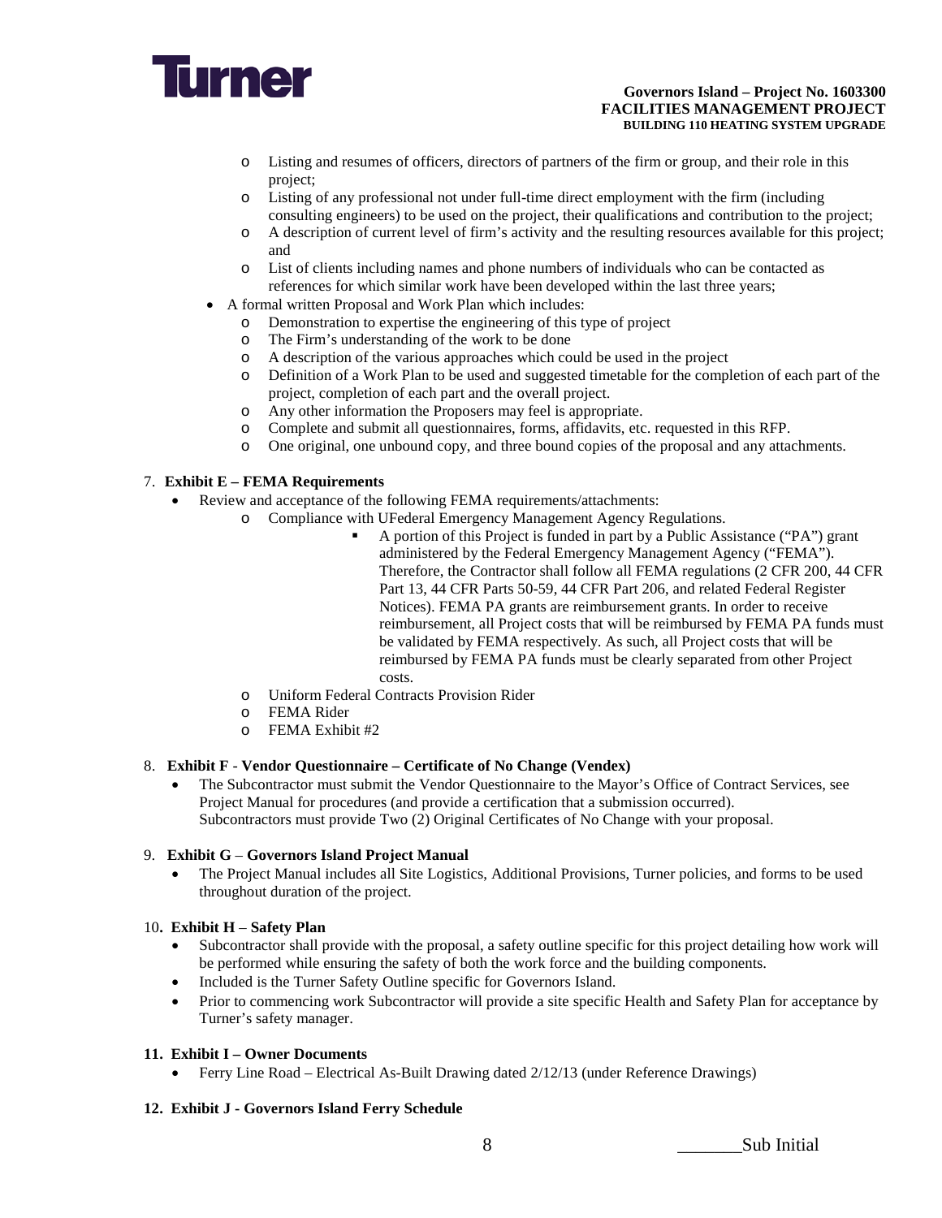- Listing and resumes of officers, directors of partners of the firm or group, and their role in this project;
  - Listing of any professional not under full-time direct employment with the firm (including consulting engineers) to be used on the project, their qualifications and contribution to the project;
  - A description of current level of firm's activity and the resulting resources available for this project; and
  - List of clients including names and phone numbers of individuals who can be contacted as references for which similar work have been developed within the last three years;
- A formal written Proposal and Work Plan which includes:
  - Demonstration to expertise the engineering of this type of project
  - The Firm's understanding of the work to be done
  - A description of the various approaches which could be used in the project
  - Definition of a Work Plan to be used and suggested timetable for the completion of each part of the project, completion of each part and the overall project.
  - Any other information the Proposers may feel is appropriate.
  - Complete and submit all questionnaires, forms, affidavits, etc. requested in this RFP.
  - One original, one unbound copy, and three bound copies of the proposal and any attachments.

7. **Exhibit E – FEMA Requirements**
   - Review and acceptance of the following FEMA requirements/attachments:
     - Compliance with UFederal Emergency Management Agency Regulations.
       - A portion of this Project is funded in part by a Public Assistance ("PA") grant administered by the Federal Emergency Management Agency ("FEMA"). Therefore, the Contractor shall follow all FEMA regulations (2 CFR 200, 44 CFR Part 13, 44 CFR Parts 50-59, 44 CFR Part 206, and related Federal Register Notices). FEMA PA grants are reimbursement grants. In order to receive reimbursement, all Project costs that will be reimbursed by FEMA PA funds must be validated by FEMA respectively. As such, all Project costs that will be reimbursed by FEMA PA funds must be clearly separated from other Project costs.
     - Uniform Federal Contracts Provision Rider
     - FEMA Rider
     - FEMA Exhibit #2

8. **Exhibit F** - **Vendor Questionnaire – Certificate of No Change (Vendex)**
   - The Subcontractor must submit the Vendor Questionnaire to the Mayor's Office of Contract Services, see Project Manual for procedures (and provide a certification that a submission occurred). Subcontractors must provide Two (2) Original Certificates of No Change with your proposal.

9. **Exhibit G** – **Governors Island Project Manual**
   - The Project Manual includes all Site Logistics, Additional Provisions, Turner policies, and forms to be used throughout duration of the project.

10. **Exhibit H** – **Safety Plan**
    - Subcontractor shall provide with the proposal, a safety outline specific for this project detailing how work will be performed while ensuring the safety of both the work force and the building components.
    - Included is the Turner Safety Outline specific for Governors Island.
    - Prior to commencing work Subcontractor will provide a site specific Health and Safety Plan for acceptance by Turner's safety manager.

11. **Exhibit I – Owner Documents**
    - Ferry Line Road – Electrical As-Built Drawing dated 2/12/13 (under Reference Drawings)

12. **Exhibit J - Governors Island Ferry Schedule**

_______Sub Initial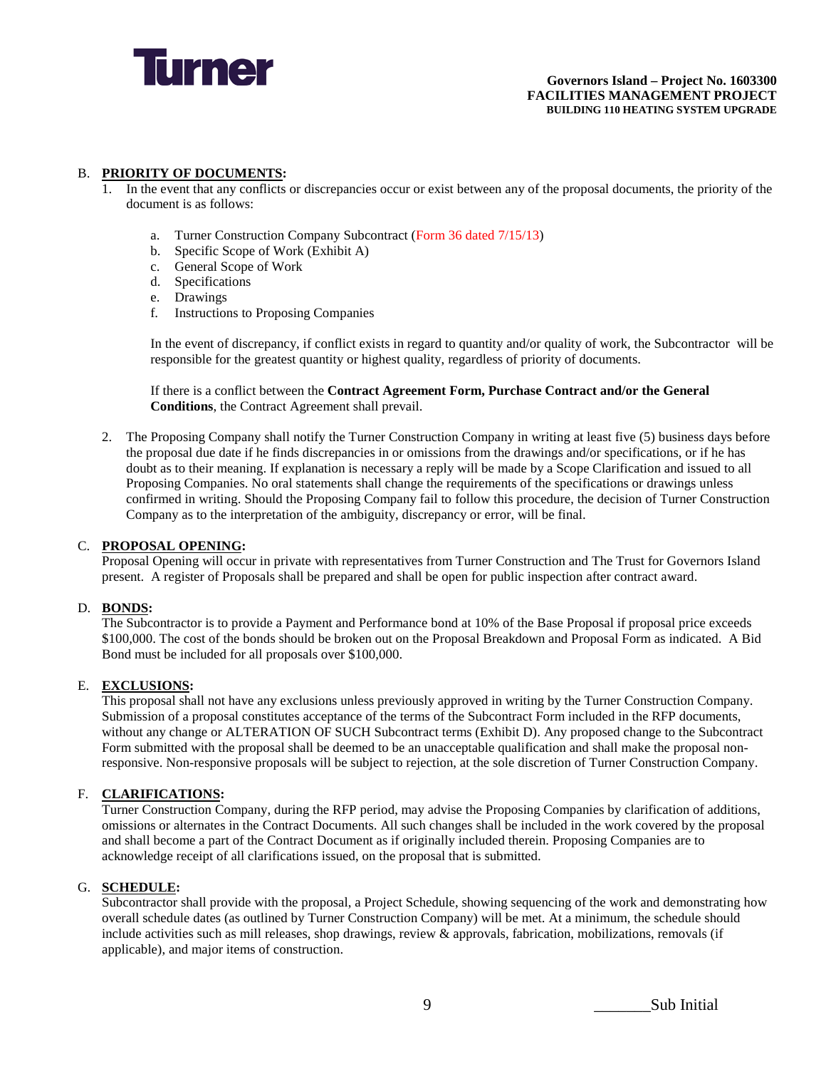B. **PRIORITY OF DOCUMENTS:**

1. In the event that any conflicts or discrepancies occur or exist between any of the proposal documents, the priority of the document is as follows:

   a. Turner Construction Company Subcontract (Form 36 dated 7/15/13)
   b. Specific Scope of Work (Exhibit A)
   c. General Scope of Work
   d. Specifications
   e. Drawings
   f. Instructions to Proposing Companies

   In the event of discrepancy, if conflict exists in regard to quantity and/or quality of work, the Subcontractor will be responsible for the greatest quantity or highest quality, regardless of priority of documents.

   If there is a conflict between the **Contract Agreement Form, Purchase Contract and/or the General Conditions**, the Contract Agreement shall prevail.

2. The Proposing Company shall notify the Turner Construction Company in writing at least five (5) business days before the proposal due date if he finds discrepancies in or omissions from the drawings and/or specifications, or if he has doubt as to their meaning. If explanation is necessary a reply will be made by a Scope Clarification and issued to all Proposing Companies. No oral statements shall change the requirements of the specifications or drawings unless confirmed in writing. Should the Proposing Company fail to follow this procedure, the decision of Turner Construction Company as to the interpretation of the ambiguity, discrepancy or error, will be final.

C. **PROPOSAL OPENING:**

Proposal Opening will occur in private with representatives from Turner Construction and The Trust for Governors Island present. A register of Proposals shall be prepared and shall be open for public inspection after contract award.

D. **BONDS:**

The Subcontractor is to provide a Payment and Performance bond at 10% of the Base Proposal if proposal price exceeds $100,000. The cost of the bonds should be broken out on the Proposal Breakdown and Proposal Form as indicated. A Bid Bond must be included for all proposals over $100,000.

E. **EXCLUSIONS:**

This proposal shall not have any exclusions unless previously approved in writing by the Turner Construction Company. Submission of a proposal constitutes acceptance of the terms of the Subcontract Form included in the RFP documents, without any change or ALTERATION OF SUCH Subcontract terms (Exhibit D). Any proposed change to the Subcontract Form submitted with the proposal shall be deemed to be an unacceptable qualification and shall make the proposal non-responsive. Non-responsive proposals will be subject to rejection, at the sole discretion of Turner Construction Company.

F. **CLARIFICATIONS:**

Turner Construction Company, during the RFP period, may advise the Proposing Companies by clarification of additions, omissions or alternates in the Contract Documents. All such changes shall be included in the work covered by the proposal and shall become a part of the Contract Document as if originally included therein. Proposing Companies are to acknowledge receipt of all clarifications issued, on the proposal that is submitted.

G. **SCHEDULE:**

Subcontractor shall provide with the proposal, a Project Schedule, showing sequencing of the work and demonstrating how overall schedule dates (as outlined by Turner Construction Company) will be met. At a minimum, the schedule should include activities such as mill releases, shop drawings, review & approvals, fabrication, mobilizations, removals (if applicable), and major items of construction.

_______Sub Initial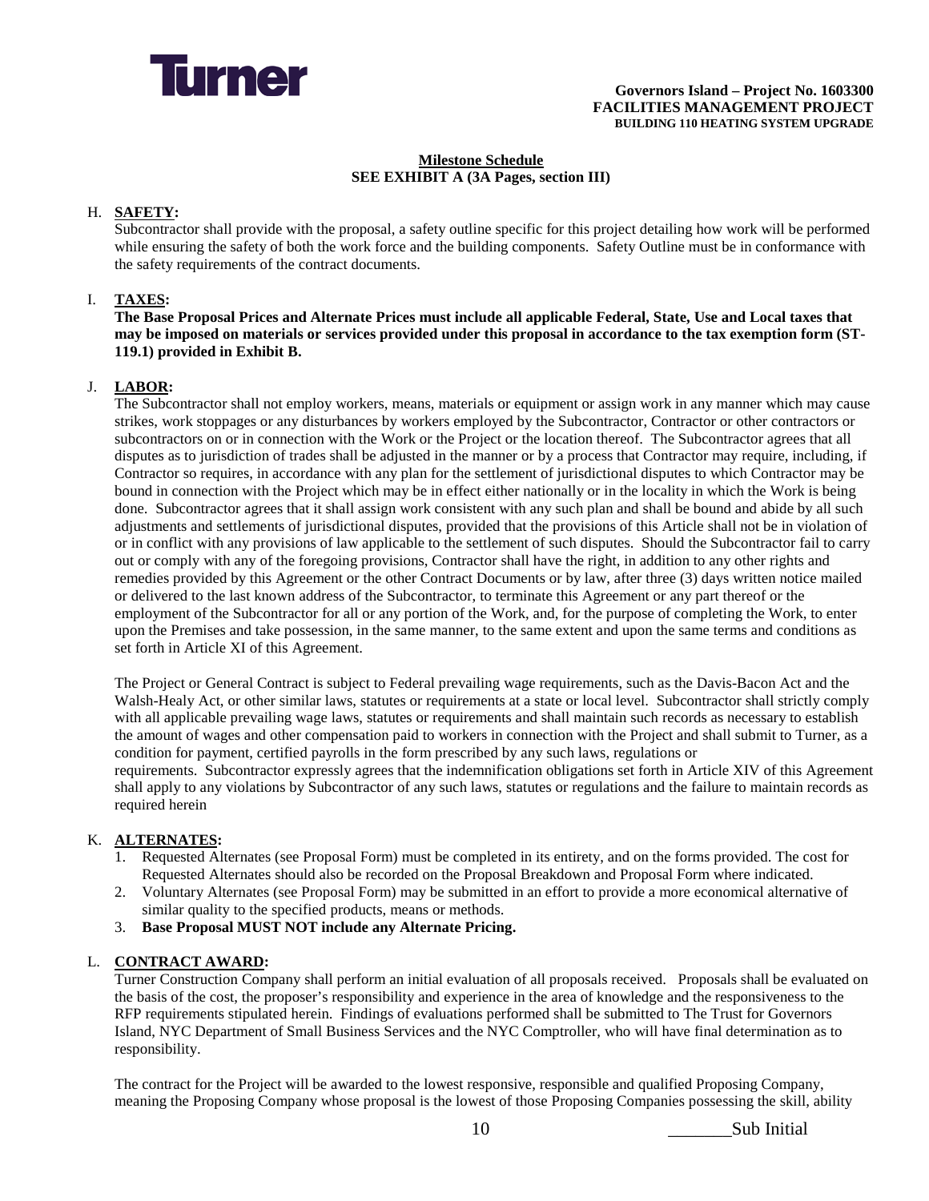**Milestone Schedule**
**SEE EXHIBIT A (3A Pages, section III)**

H. **SAFETY:**
Subcontractor shall provide with the proposal, a safety outline specific for this project detailing how work will be performed while ensuring the safety of both the work force and the building components. Safety Outline must be in conformance with the safety requirements of the contract documents.

I. **TAXES:**
**The Base Proposal Prices and Alternate Prices must include all applicable Federal, State, Use and Local taxes that may be imposed on materials or services provided under this proposal in accordance to the tax exemption form (ST-119.1) provided in Exhibit B.**

J. **LABOR:**
The Subcontractor shall not employ workers, means, materials or equipment or assign work in any manner which may cause strikes, work stoppages or any disturbances by workers employed by the Subcontractor, Contractor or other contractors or subcontractors on or in connection with the Work or the Project or the location thereof. The Subcontractor agrees that all disputes as to jurisdiction of trades shall be adjusted in the manner or by a process that Contractor may require, including, if Contractor so requires, in accordance with any plan for the settlement of jurisdictional disputes to which Contractor may be bound in connection with the Project which may be in effect either nationally or in the locality in which the Work is being done. Subcontractor agrees that it shall assign work consistent with any such plan and shall be bound and abide by all such adjustments and settlements of jurisdictional disputes, provided that the provisions of this Article shall not be in violation of or in conflict with any provisions of law applicable to the settlement of such disputes. Should the Subcontractor fail to carry out or comply with any of the foregoing provisions, Contractor shall have the right, in addition to any other rights and remedies provided by this Agreement or the other Contract Documents or by law, after three (3) days written notice mailed or delivered to the last known address of the Subcontractor, to terminate this Agreement or any part thereof or the employment of the Subcontractor for all or any portion of the Work, and, for the purpose of completing the Work, to enter upon the Premises and take possession, in the same manner, to the same extent and upon the same terms and conditions as set forth in Article XI of this Agreement.

The Project or General Contract is subject to Federal prevailing wage requirements, such as the Davis-Bacon Act and the Walsh-Healy Act, or other similar laws, statutes or requirements at a state or local level. Subcontractor shall strictly comply with all applicable prevailing wage laws, statutes or requirements and shall maintain such records as necessary to establish the amount of wages and other compensation paid to workers in connection with the Project and shall submit to Turner, as a condition for payment, certified payrolls in the form prescribed by any such laws, regulations or requirements. Subcontractor expressly agrees that the indemnification obligations set forth in Article XIV of this Agreement shall apply to any violations by Subcontractor of any such laws, statutes or regulations and the failure to maintain records as required herein

K. **ALTERNATES:**
1. Requested Alternates (see Proposal Form) must be completed in its entirety, and on the forms provided. The cost for Requested Alternates should also be recorded on the Proposal Breakdown and Proposal Form where indicated.
2. Voluntary Alternates (see Proposal Form) may be submitted in an effort to provide a more economical alternative of similar quality to the specified products, means or methods.
3. **Base Proposal MUST NOT include any Alternate Pricing.**

L. **CONTRACT AWARD:**
Turner Construction Company shall perform an initial evaluation of all proposals received. Proposals shall be evaluated on the basis of the cost, the proposer's responsibility and experience in the area of knowledge and the responsiveness to the RFP requirements stipulated herein. Findings of evaluations performed shall be submitted to The Trust for Governors Island, NYC Department of Small Business Services and the NYC Comptroller, who will have final determination as to responsibility.

The contract for the Project will be awarded to the lowest responsive, responsible and qualified Proposing Company, meaning the Proposing Company whose proposal is the lowest of those Proposing Companies possessing the skill, ability

_______Sub Initial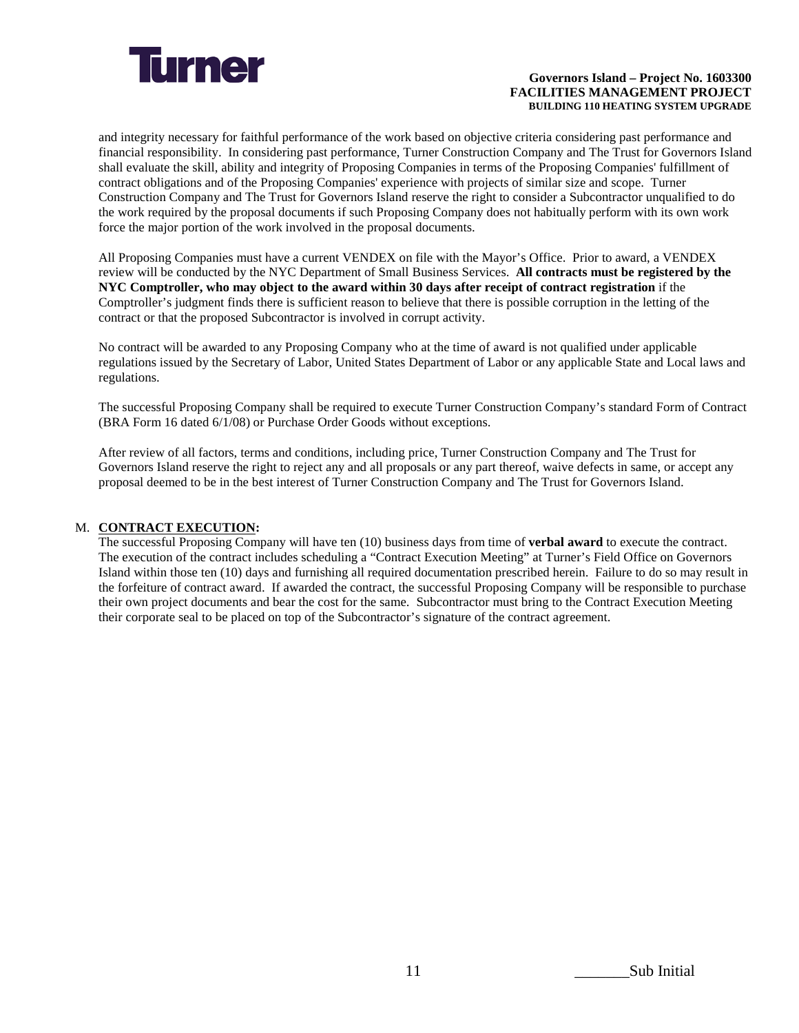and integrity necessary for faithful performance of the work based on objective criteria considering past performance and financial responsibility. In considering past performance, Turner Construction Company and The Trust for Governors Island shall evaluate the skill, ability and integrity of Proposing Companies in terms of the Proposing Companies' fulfillment of contract obligations and of the Proposing Companies' experience with projects of similar size and scope. Turner Construction Company and The Trust for Governors Island reserve the right to consider a Subcontractor unqualified to do the work required by the proposal documents if such Proposing Company does not habitually perform with its own work force the major portion of the work involved in the proposal documents.

All Proposing Companies must have a current VENDEX on file with the Mayor's Office. Prior to award, a VENDEX review will be conducted by the NYC Department of Small Business Services. **All contracts must be registered by the NYC Comptroller, who may object to the award within 30 days after receipt of contract registration** if the Comptroller's judgment finds there is sufficient reason to believe that there is possible corruption in the letting of the contract or that the proposed Subcontractor is involved in corrupt activity.

No contract will be awarded to any Proposing Company who at the time of award is not qualified under applicable regulations issued by the Secretary of Labor, United States Department of Labor or any applicable State and Local laws and regulations.

The successful Proposing Company shall be required to execute Turner Construction Company's standard Form of Contract (BRA Form 16 dated 6/1/08) or Purchase Order Goods without exceptions.

After review of all factors, terms and conditions, including price, Turner Construction Company and The Trust for Governors Island reserve the right to reject any and all proposals or any part thereof, waive defects in same, or accept any proposal deemed to be in the best interest of Turner Construction Company and The Trust for Governors Island.

M. **CONTRACT EXECUTION:**

The successful Proposing Company will have ten (10) business days from time of **verbal award** to execute the contract. The execution of the contract includes scheduling a "Contract Execution Meeting" at Turner's Field Office on Governors Island within those ten (10) days and furnishing all required documentation prescribed herein. Failure to do so may result in the forfeiture of contract award. If awarded the contract, the successful Proposing Company will be responsible to purchase their own project documents and bear the cost for the same. Subcontractor must bring to the Contract Execution Meeting their corporate seal to be placed on top of the Subcontractor's signature of the contract agreement.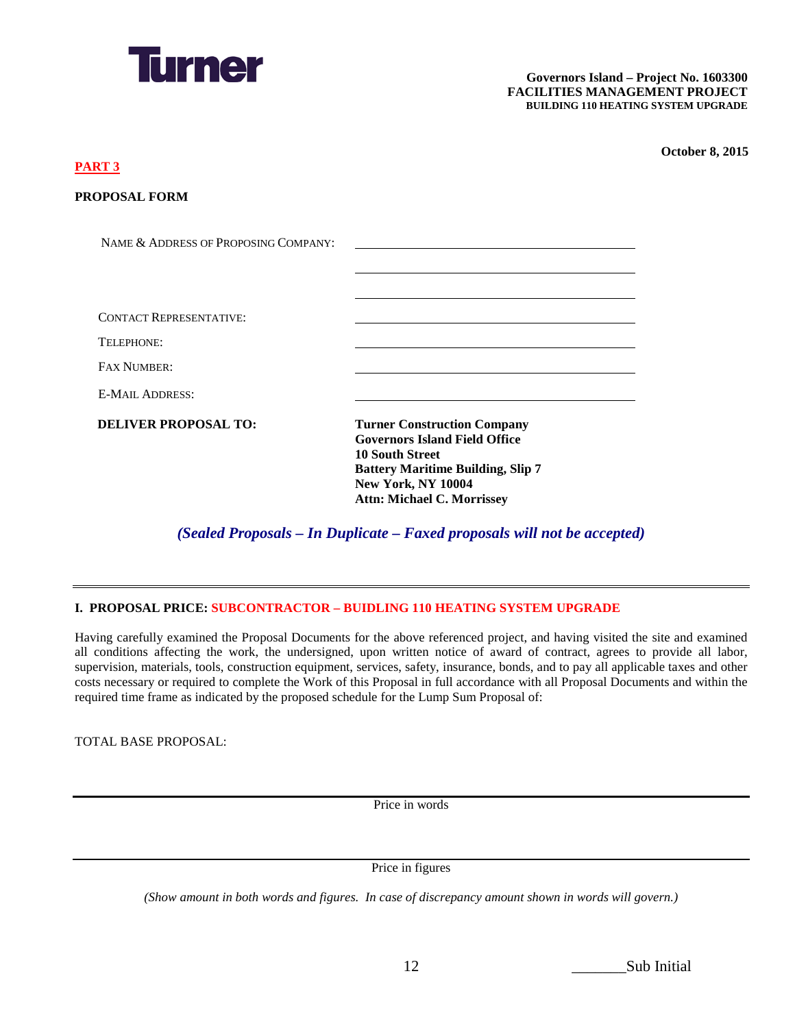Turner

**Governors Island – Project No. 1603300**
**FACILITIES MANAGEMENT PROJECT**
**BUILDING 110 HEATING SYSTEM UPGRADE**

**October 8, 2015**

**PART 3**

**PROPOSAL FORM**

| | |
|---|---|
| NAME & ADDRESS OF PROPOSING COMPANY: | ______________________________ |
| | ______________________________ |
| | ______________________________ |
| CONTACT REPRESENTATIVE: | ______________________________ |
| TELEPHONE: | ______________________________ |
| FAX NUMBER: | ______________________________ |
| E-MAIL ADDRESS: | ______________________________ |
| **DELIVER PROPOSAL TO:** | **Turner Construction Company**<br>**Governors Island Field Office**<br>**10 South Street**<br>**Battery Maritime Building, Slip 7**<br>**New York, NY 10004**<br>**Attn: Michael C. Morrissey** |

***(Sealed Proposals – In Duplicate – Faxed proposals will not be accepted)***

---

**I. PROPOSAL PRICE: SUBCONTRACTOR – BUIDLING 110 HEATING SYSTEM UPGRADE**

Having carefully examined the Proposal Documents for the above referenced project, and having visited the site and examined all conditions affecting the work, the undersigned, upon written notice of award of contract, agrees to provide all labor, supervision, materials, tools, construction equipment, services, safety, insurance, bonds, and to pay all applicable taxes and other costs necessary or required to complete the Work of this Proposal in full accordance with all Proposal Documents and within the required time frame as indicated by the proposed schedule for the Lump Sum Proposal of:

TOTAL BASE PROPOSAL:

______________________________________________________________
Price in words

______________________________________________________________
Price in figures

*(Show amount in both words and figures. In case of discrepancy amount shown in words will govern.)*

_______Sub Initial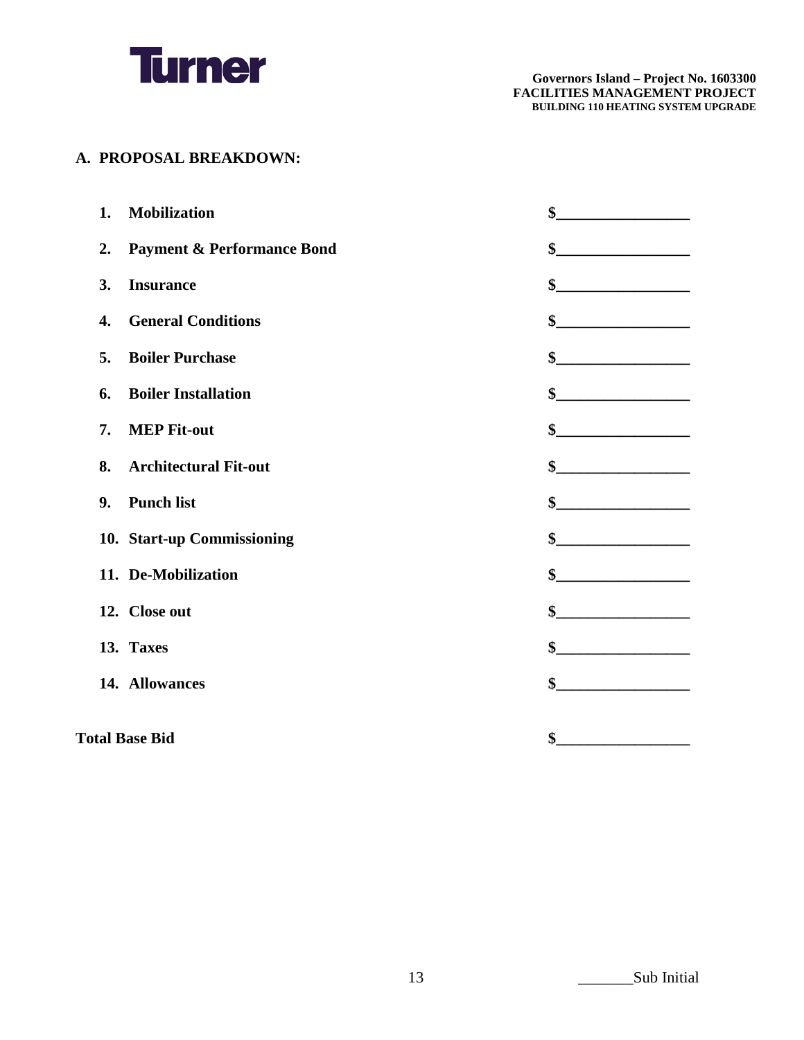## A. PROPOSAL BREAKDOWN:

| | | |
|---|---|---|
| **1.** | **Mobilization** | **$_________________** |
| **2.** | **Payment & Performance Bond** | **$_________________** |
| **3.** | **Insurance** | **$_________________** |
| **4.** | **General Conditions** | **$_________________** |
| **5.** | **Boiler Purchase** | **$_________________** |
| **6.** | **Boiler Installation** | **$_________________** |
| **7.** | **MEP Fit-out** | **$_________________** |
| **8.** | **Architectural Fit-out** | **$_________________** |
| **9.** | **Punch list** | **$_________________** |
| **10.** | **Start-up Commissioning** | **$_________________** |
| **11.** | **De-Mobilization** | **$_________________** |
| **12.** | **Close out** | **$_________________** |
| **13.** | **Taxes** | **$_________________** |
| **14.** | **Allowances** | **$_________________** |

**Total Base Bid** **$_________________**

_______Sub Initial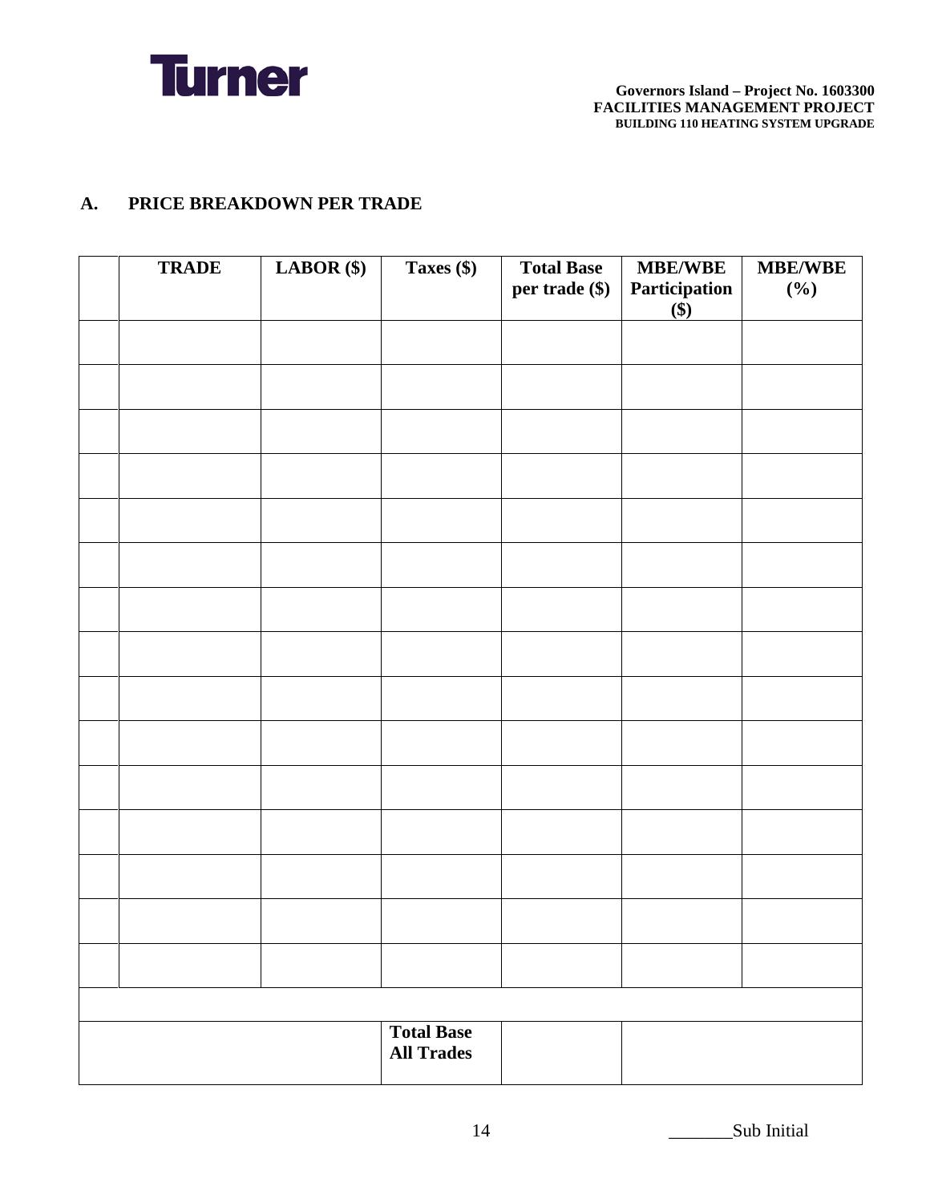## A. PRICE BREAKDOWN PER TRADE

| | TRADE | LABOR ($) | Taxes ($) | Total Base per trade ($) | MBE/WBE Participation ($) | MBE/WBE (%) |
|---|---|---|---|---|---|---|
| | | | | | | |
| | | | | | | |
| | | | | | | |
| | | | | | | |
| | | | | | | |
| | | | | | | |
| | | | | | | |
| | | | | | | |
| | | | | | | |
| | | | | | | |
| | | | | | | |
| | | | | | | |
| | | | | | | |
| | | | | | | |
| | | | | | | |
| | | | | | | |
| | | | Total Base All Trades | | | |

_______Sub Initial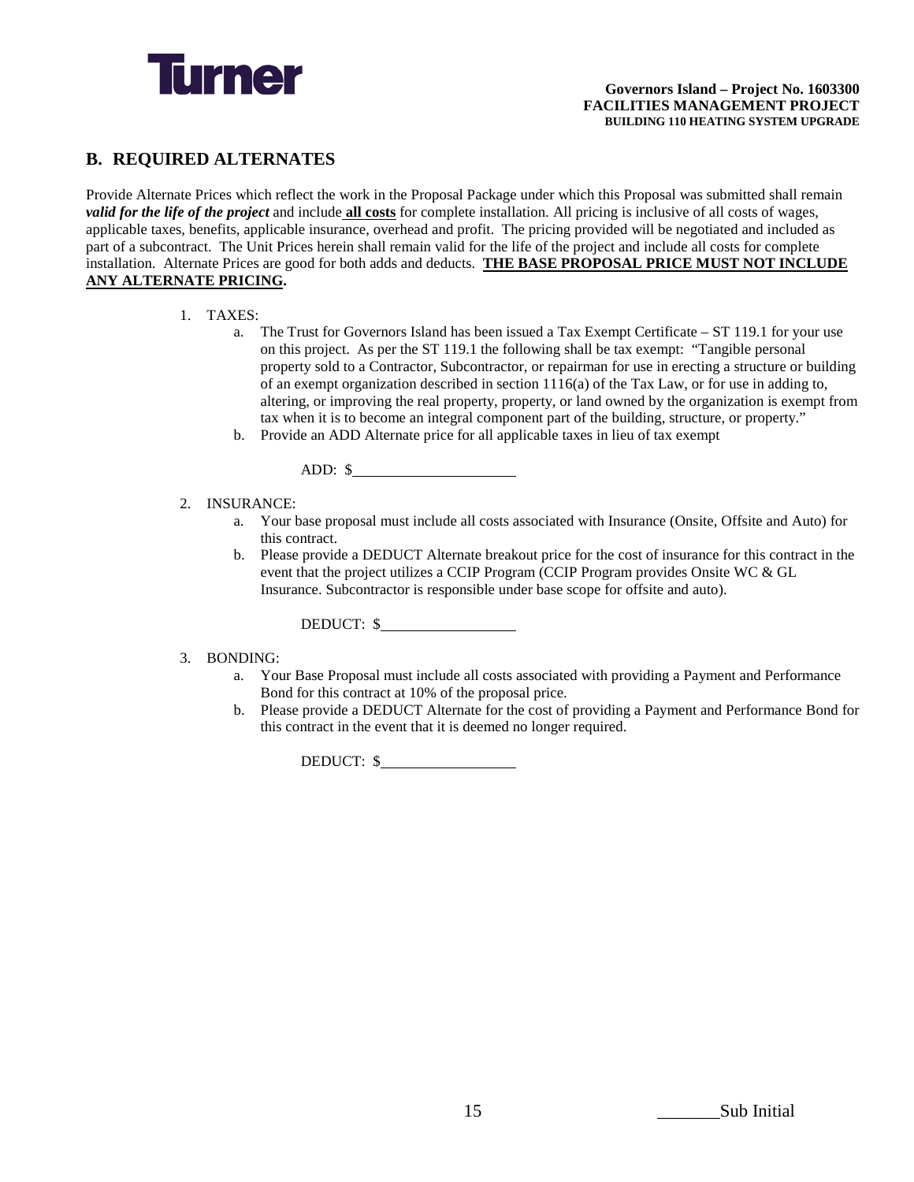## B. REQUIRED ALTERNATES

Provide Alternate Prices which reflect the work in the Proposal Package under which this Proposal was submitted shall remain ***valid for the life of the project*** and include **<u>all costs</u>** for complete installation. All pricing is inclusive of all costs of wages, applicable taxes, benefits, applicable insurance, overhead and profit. The pricing provided will be negotiated and included as part of a subcontract. The Unit Prices herein shall remain valid for the life of the project and include all costs for complete installation. Alternate Prices are good for both adds and deducts. **<u>THE BASE PROPOSAL PRICE MUST NOT INCLUDE ANY ALTERNATE PRICING</u>.**

1. TAXES:
   a. The Trust for Governors Island has been issued a Tax Exempt Certificate – ST 119.1 for your use on this project. As per the ST 119.1 the following shall be tax exempt: "Tangible personal property sold to a Contractor, Subcontractor, or repairman for use in erecting a structure or building of an exempt organization described in section 1116(a) of the Tax Law, or for use in adding to, altering, or improving the real property, property, or land owned by the organization is exempt from tax when it is to become an integral component part of the building, structure, or property."
   b. Provide an ADD Alternate price for all applicable taxes in lieu of tax exempt

      ADD: $____________________

2. INSURANCE:
   a. Your base proposal must include all costs associated with Insurance (Onsite, Offsite and Auto) for this contract.
   b. Please provide a DEDUCT Alternate breakout price for the cost of insurance for this contract in the event that the project utilizes a CCIP Program (CCIP Program provides Onsite WC & GL Insurance. Subcontractor is responsible under base scope for offsite and auto).

      DEDUCT: $________________

3. BONDING:
   a. Your Base Proposal must include all costs associated with providing a Payment and Performance Bond for this contract at 10% of the proposal price.
   b. Please provide a DEDUCT Alternate for the cost of providing a Payment and Performance Bond for this contract in the event that it is deemed no longer required.

      DEDUCT: $________________

_______Sub Initial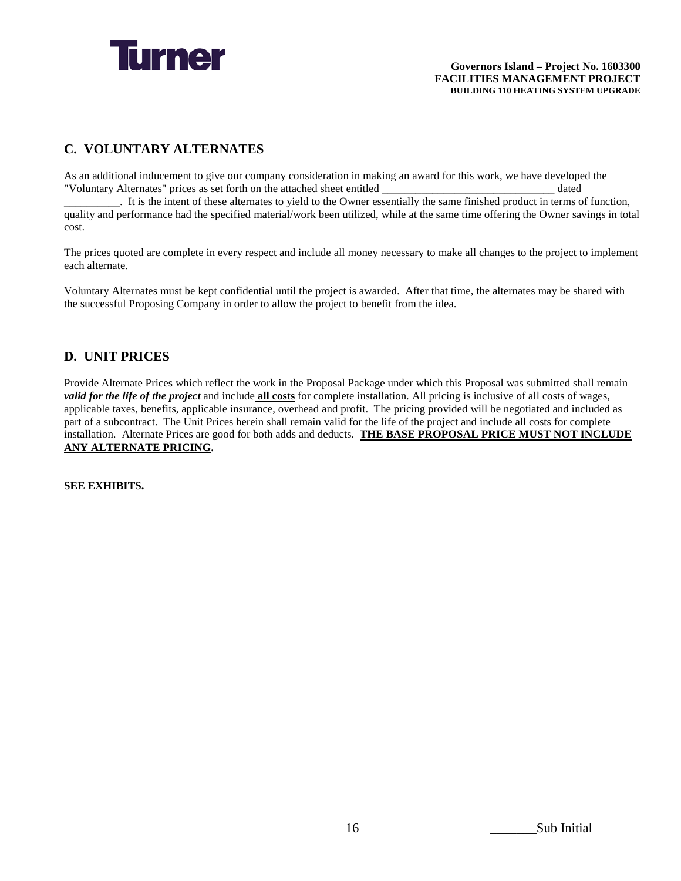## C. VOLUNTARY ALTERNATES

As an additional inducement to give our company consideration in making an award for this work, we have developed the "Voluntary Alternates" prices as set forth on the attached sheet entitled ______________________________ dated __________. It is the intent of these alternates to yield to the Owner essentially the same finished product in terms of function, quality and performance had the specified material/work been utilized, while at the same time offering the Owner savings in total cost.

The prices quoted are complete in every respect and include all money necessary to make all changes to the project to implement each alternate.

Voluntary Alternates must be kept confidential until the project is awarded. After that time, the alternates may be shared with the successful Proposing Company in order to allow the project to benefit from the idea.

## D. UNIT PRICES

Provide Alternate Prices which reflect the work in the Proposal Package under which this Proposal was submitted shall remain ***valid for the life of the project*** and include **all costs** for complete installation. All pricing is inclusive of all costs of wages, applicable taxes, benefits, applicable insurance, overhead and profit. The pricing provided will be negotiated and included as part of a subcontract. The Unit Prices herein shall remain valid for the life of the project and include all costs for complete installation. Alternate Prices are good for both adds and deducts. **THE BASE PROPOSAL PRICE MUST NOT INCLUDE ANY ALTERNATE PRICING.**

**SEE EXHIBITS.**

_______Sub Initial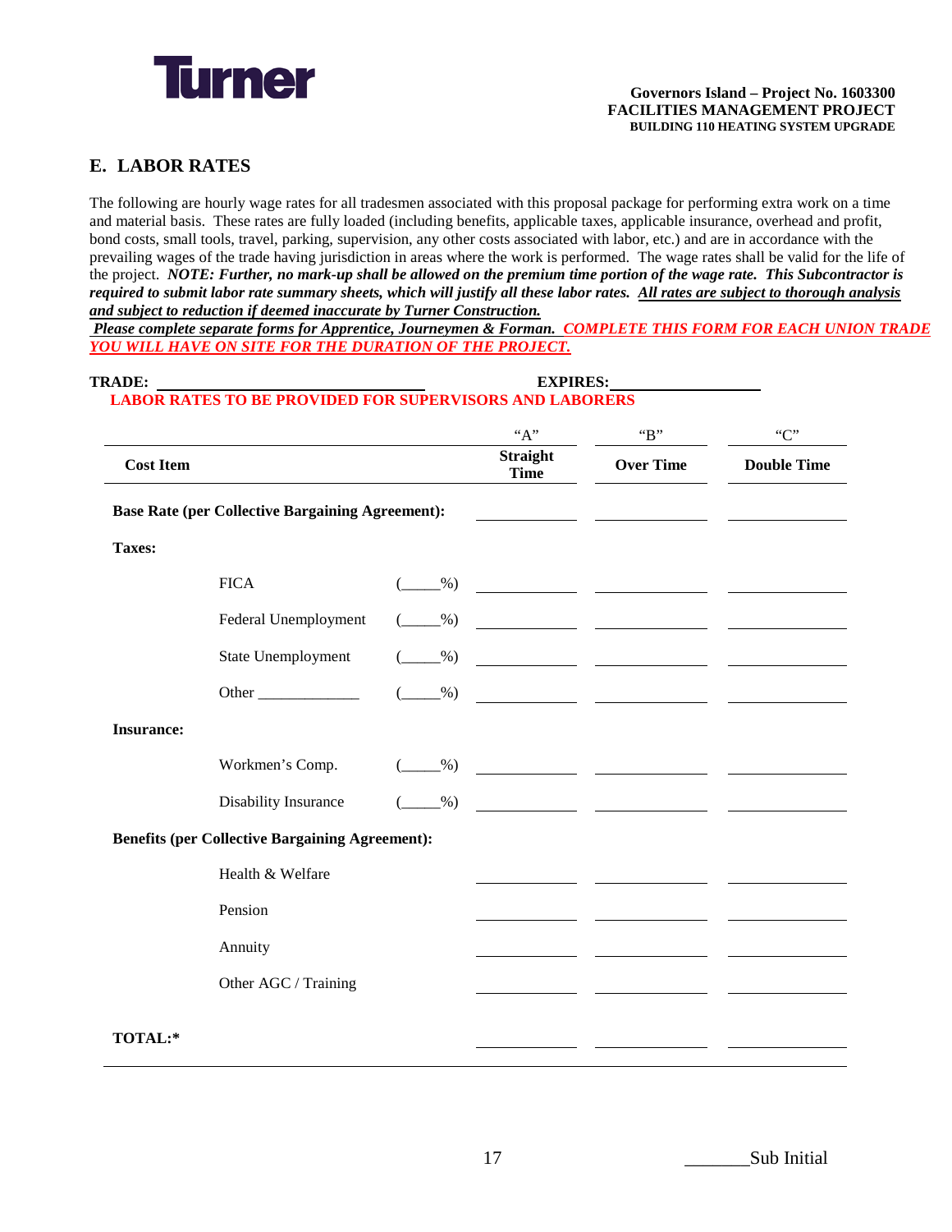## E. LABOR RATES

The following are hourly wage rates for all tradesmen associated with this proposal package for performing extra work on a time and material basis. These rates are fully loaded (including benefits, applicable taxes, applicable insurance, overhead and profit, bond costs, small tools, travel, parking, supervision, any other costs associated with labor, etc.) and are in accordance with the prevailing wages of the trade having jurisdiction in areas where the work is performed. The wage rates shall be valid for the life of the project. ***NOTE: Further, no mark-up shall be allowed on the premium time portion of the wage rate. This Subcontractor is required to submit labor rate summary sheets, which will justify all these labor rates. <u>All rates are subject to thorough analysis and subject to reduction if deemed inaccurate by Turner Construction.</u>***

***<u>Please complete separate forms for Apprentice, Journeymen & Forman.</u>*** ***<u>COMPLETE THIS FORM FOR EACH UNION TRADE YOU WILL HAVE ON SITE FOR THE DURATION OF THE PROJECT.</u>***

**TRADE:** ______________________ **EXPIRES:** ______________

**LABOR RATES TO BE PROVIDED FOR SUPERVISORS AND LABORERS**

| Cost Item | | | "A" Straight Time | "B" Over Time | "C" Double Time |
|---|---|---|---|---|---|
| **Base Rate (per Collective Bargaining Agreement):** | | | ______ | ______ | ______ |
| **Taxes:** | | | | | |
| | FICA | (_____%) | ______ | ______ | ______ |
| | Federal Unemployment | (_____%) | ______ | ______ | ______ |
| | State Unemployment | (_____%) | ______ | ______ | ______ |
| | Other _____________ | (_____%) | ______ | ______ | ______ |
| **Insurance:** | | | | | |
| | Workmen's Comp. | (_____%) | ______ | ______ | ______ |
| | Disability Insurance | (_____%) | ______ | ______ | ______ |
| **Benefits (per Collective Bargaining Agreement):** | | | | | |
| | Health & Welfare | | ______ | ______ | ______ |
| | Pension | | ______ | ______ | ______ |
| | Annuity | | ______ | ______ | ______ |
| | Other AGC / Training | | ______ | ______ | ______ |
| **TOTAL:*** | | | ______ | ______ | ______ |

_______Sub Initial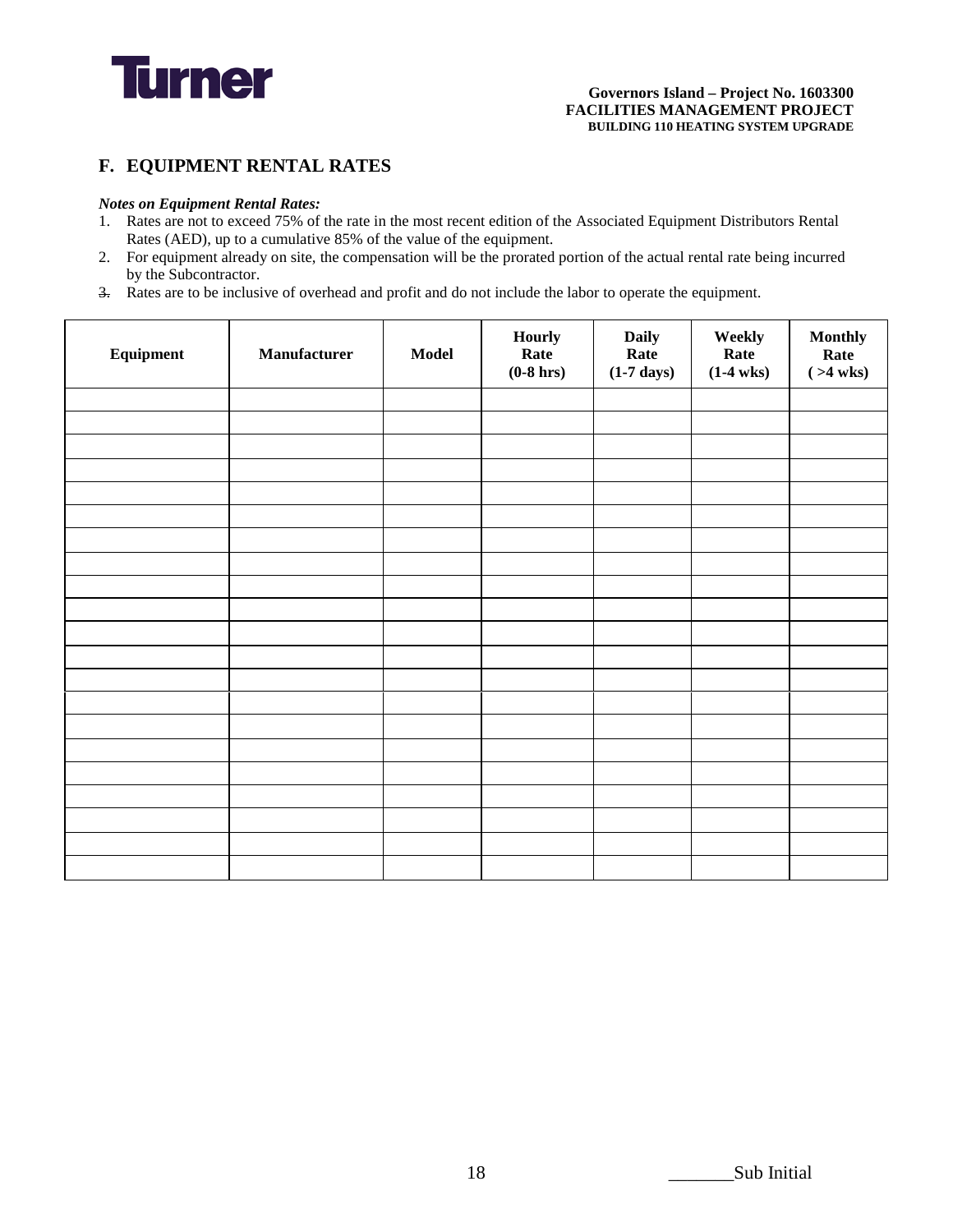## F. EQUIPMENT RENTAL RATES

***Notes on Equipment Rental Rates:***

1. Rates are not to exceed 75% of the rate in the most recent edition of the Associated Equipment Distributors Rental Rates (AED), up to a cumulative 85% of the value of the equipment.
2. For equipment already on site, the compensation will be the prorated portion of the actual rental rate being incurred by the Subcontractor.
3. Rates are to be inclusive of overhead and profit and do not include the labor to operate the equipment.

| Equipment | Manufacturer | Model | Hourly Rate (0-8 hrs) | Daily Rate (1-7 days) | Weekly Rate (1-4 wks) | Monthly Rate ( >4 wks) |
|---|---|---|---|---|---|---|
| | | | | | | |
| | | | | | | |
| | | | | | | |
| | | | | | | |
| | | | | | | |
| | | | | | | |
| | | | | | | |
| | | | | | | |
| | | | | | | |
| | | | | | | |
| | | | | | | |
| | | | | | | |
| | | | | | | |
| | | | | | | |
| | | | | | | |
| | | | | | | |
| | | | | | | |
| | | | | | | |
| | | | | | | |
| | | | | | | |
| | | | | | | |

_______Sub Initial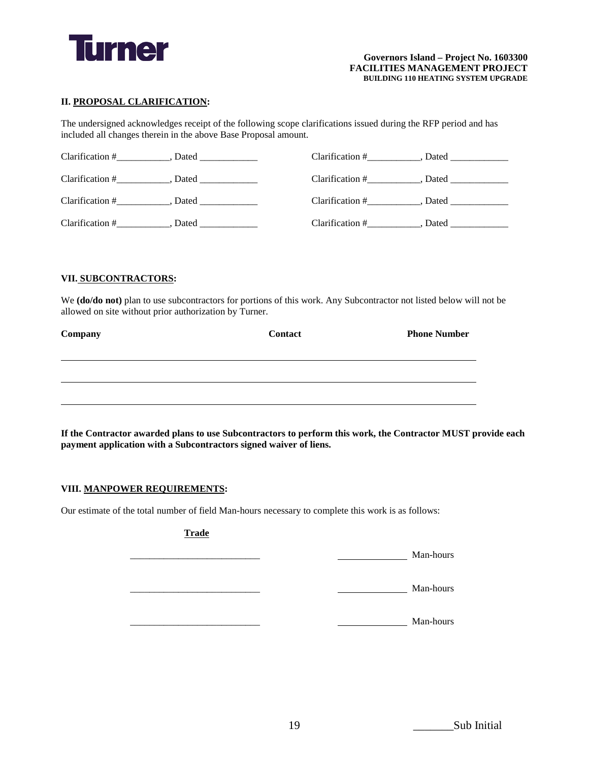**II. PROPOSAL CLARIFICATION:**

The undersigned acknowledges receipt of the following scope clarifications issued during the RFP period and has included all changes therein in the above Base Proposal amount.

Clarification #___________, Dated ____________    Clarification #___________, Dated ____________

Clarification #___________, Dated ____________    Clarification #___________, Dated ____________

Clarification #___________, Dated ____________    Clarification #___________, Dated ____________

Clarification #___________, Dated ____________    Clarification #___________, Dated ____________

**VII. SUBCONTRACTORS:**

We **(do/do not)** plan to use subcontractors for portions of this work. Any Subcontractor not listed below will not be allowed on site without prior authorization by Turner.

| Company | Contact | Phone Number |
|---|---|---|
| | | |
| | | |
| | | |

**If the Contractor awarded plans to use Subcontractors to perform this work, the Contractor MUST provide each payment application with a Subcontractors signed waiver of liens.**

**VIII. MANPOWER REQUIREMENTS:**

Our estimate of the total number of field Man-hours necessary to complete this work is as follows:

| Trade | |
|---|---|
| ____________________________ | ______________ Man-hours |
| ____________________________ | ______________ Man-hours |
| ____________________________ | ______________ Man-hours |

_______Sub Initial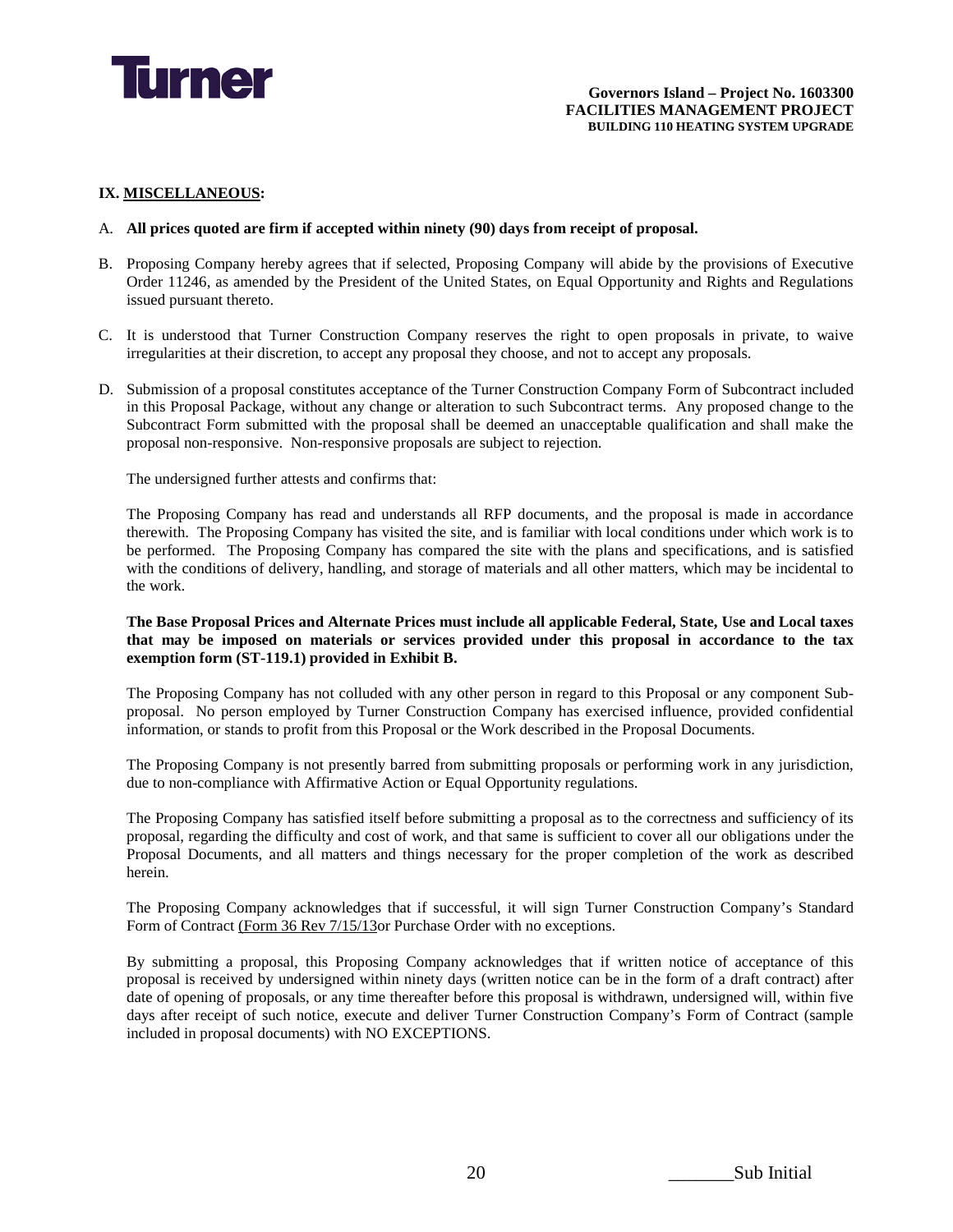## IX. MISCELLANEOUS:

A. **All prices quoted are firm if accepted within ninety (90) days from receipt of proposal.**

B. Proposing Company hereby agrees that if selected, Proposing Company will abide by the provisions of Executive Order 11246, as amended by the President of the United States, on Equal Opportunity and Rights and Regulations issued pursuant thereto.

C. It is understood that Turner Construction Company reserves the right to open proposals in private, to waive irregularities at their discretion, to accept any proposal they choose, and not to accept any proposals.

D. Submission of a proposal constitutes acceptance of the Turner Construction Company Form of Subcontract included in this Proposal Package, without any change or alteration to such Subcontract terms. Any proposed change to the Subcontract Form submitted with the proposal shall be deemed an unacceptable qualification and shall make the proposal non-responsive. Non-responsive proposals are subject to rejection.

The undersigned further attests and confirms that:

The Proposing Company has read and understands all RFP documents, and the proposal is made in accordance therewith. The Proposing Company has visited the site, and is familiar with local conditions under which work is to be performed. The Proposing Company has compared the site with the plans and specifications, and is satisfied with the conditions of delivery, handling, and storage of materials and all other matters, which may be incidental to the work.

**The Base Proposal Prices and Alternate Prices must include all applicable Federal, State, Use and Local taxes that may be imposed on materials or services provided under this proposal in accordance to the tax exemption form (ST-119.1) provided in Exhibit B.**

The Proposing Company has not colluded with any other person in regard to this Proposal or any component Sub-proposal. No person employed by Turner Construction Company has exercised influence, provided confidential information, or stands to profit from this Proposal or the Work described in the Proposal Documents.

The Proposing Company is not presently barred from submitting proposals or performing work in any jurisdiction, due to non-compliance with Affirmative Action or Equal Opportunity regulations.

The Proposing Company has satisfied itself before submitting a proposal as to the correctness and sufficiency of its proposal, regarding the difficulty and cost of work, and that same is sufficient to cover all our obligations under the Proposal Documents, and all matters and things necessary for the proper completion of the work as described herein.

The Proposing Company acknowledges that if successful, it will sign Turner Construction Company's Standard Form of Contract (Form 36 Rev 7/15/13or Purchase Order with no exceptions.

By submitting a proposal, this Proposing Company acknowledges that if written notice of acceptance of this proposal is received by undersigned within ninety days (written notice can be in the form of a draft contract) after date of opening of proposals, or any time thereafter before this proposal is withdrawn, undersigned will, within five days after receipt of such notice, execute and deliver Turner Construction Company's Form of Contract (sample included in proposal documents) with NO EXCEPTIONS.

_______Sub Initial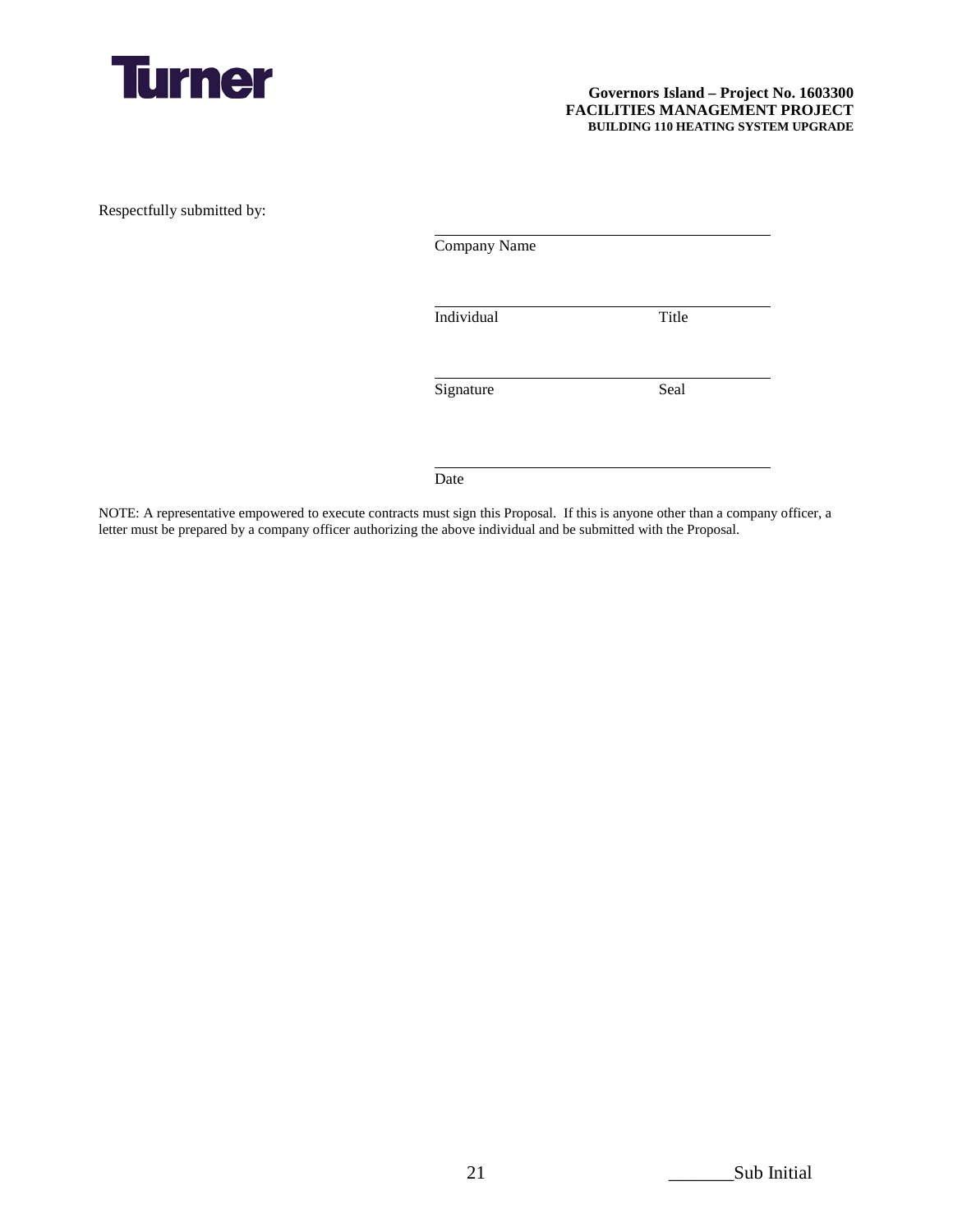Respectfully submitted by:

\_\_\_\_\_\_\_\_\_\_\_\_\_\_\_\_\_\_\_\_\_\_\_\_\_\_\_\_\_\_\_\_\_\_\_\_\_\_\_\_

Company Name

\_\_\_\_\_\_\_\_\_\_\_\_\_\_\_\_\_\_\_\_\_\_\_\_\_\_\_\_\_\_\_\_\_\_\_\_\_\_\_\_

Individual Title

\_\_\_\_\_\_\_\_\_\_\_\_\_\_\_\_\_\_\_\_\_\_\_\_\_\_\_\_\_\_\_\_\_\_\_\_\_\_\_\_

Signature Seal

\_\_\_\_\_\_\_\_\_\_\_\_\_\_\_\_\_\_\_\_\_\_\_\_\_\_\_\_\_\_\_\_\_\_\_\_\_\_\_\_

Date

NOTE: A representative empowered to execute contracts must sign this Proposal. If this is anyone other than a company officer, a letter must be prepared by a company officer authorizing the above individual and be submitted with the Proposal.

\_\_\_\_\_\_\_Sub Initial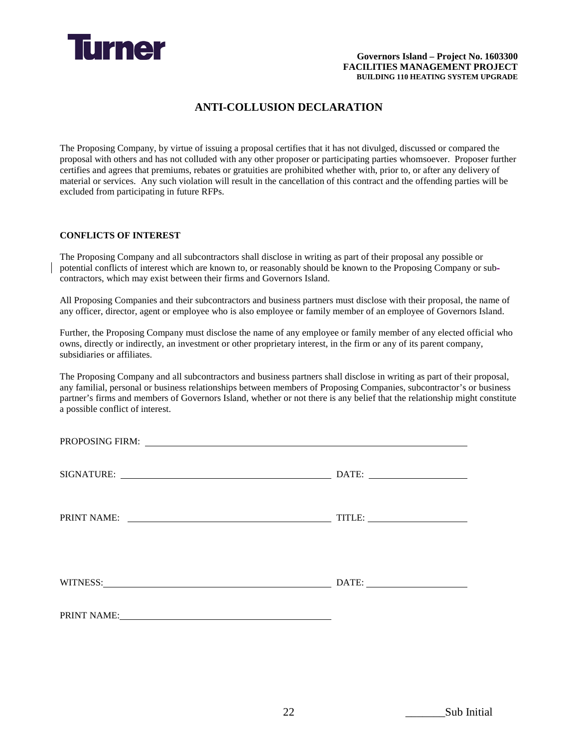# ANTI-COLLUSION DECLARATION

The Proposing Company, by virtue of issuing a proposal certifies that it has not divulged, discussed or compared the proposal with others and has not colluded with any other proposer or participating parties whomsoever. Proposer further certifies and agrees that premiums, rebates or gratuities are prohibited whether with, prior to, or after any delivery of material or services. Any such violation will result in the cancellation of this contract and the offending parties will be excluded from participating in future RFPs.

**CONFLICTS OF INTEREST**

The Proposing Company and all subcontractors shall disclose in writing as part of their proposal any possible or potential conflicts of interest which are known to, or reasonably should be known to the Proposing Company or sub-contractors, which may exist between their firms and Governors Island.

All Proposing Companies and their subcontractors and business partners must disclose with their proposal, the name of any officer, director, agent or employee who is also employee or family member of an employee of Governors Island.

Further, the Proposing Company must disclose the name of any employee or family member of any elected official who owns, directly or indirectly, an investment or other proprietary interest, in the firm or any of its parent company, subsidiaries or affiliates.

The Proposing Company and all subcontractors and business partners shall disclose in writing as part of their proposal, any familial, personal or business relationships between members of Proposing Companies, subcontractor's or business partner's firms and members of Governors Island, whether or not there is any belief that the relationship might constitute a possible conflict of interest.

PROPOSING FIRM: ______________________________________________

SIGNATURE: ______________________________ DATE: ______________

PRINT NAME: ______________________________ TITLE: ______________

WITNESS: ______________________________ DATE: ______________

PRINT NAME: ______________________________

_______Sub Initial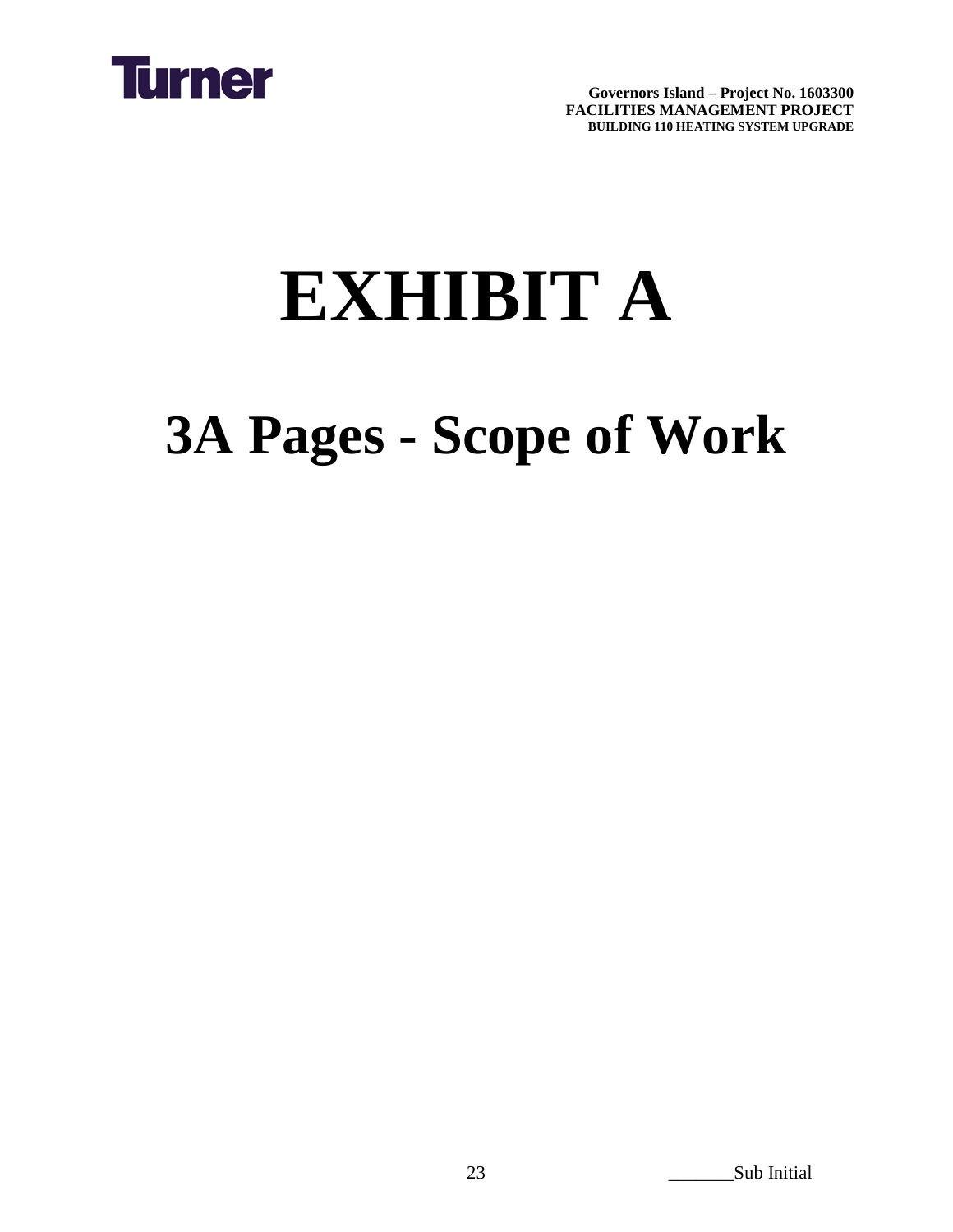# EXHIBIT A

## 3A Pages - Scope of Work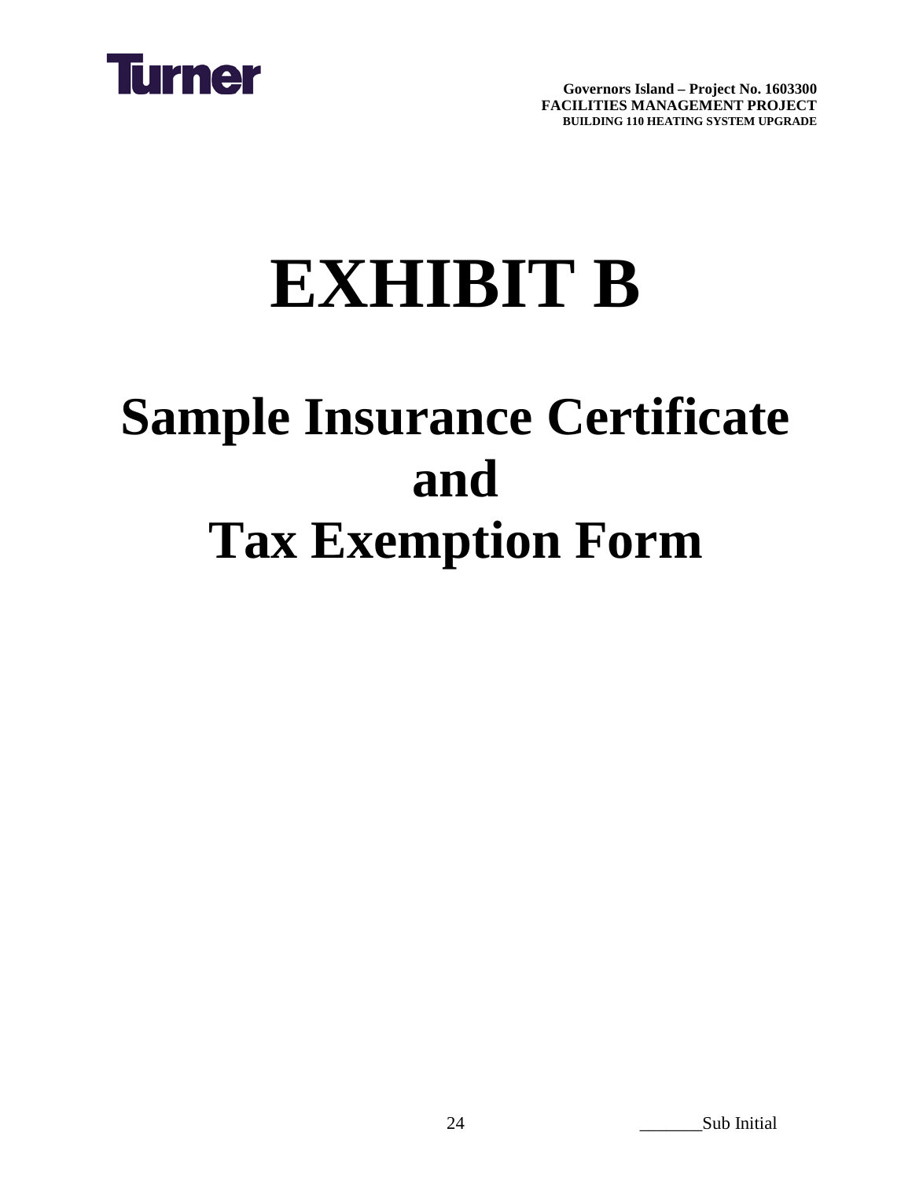# EXHIBIT B

## Sample Insurance Certificate and Tax Exemption Form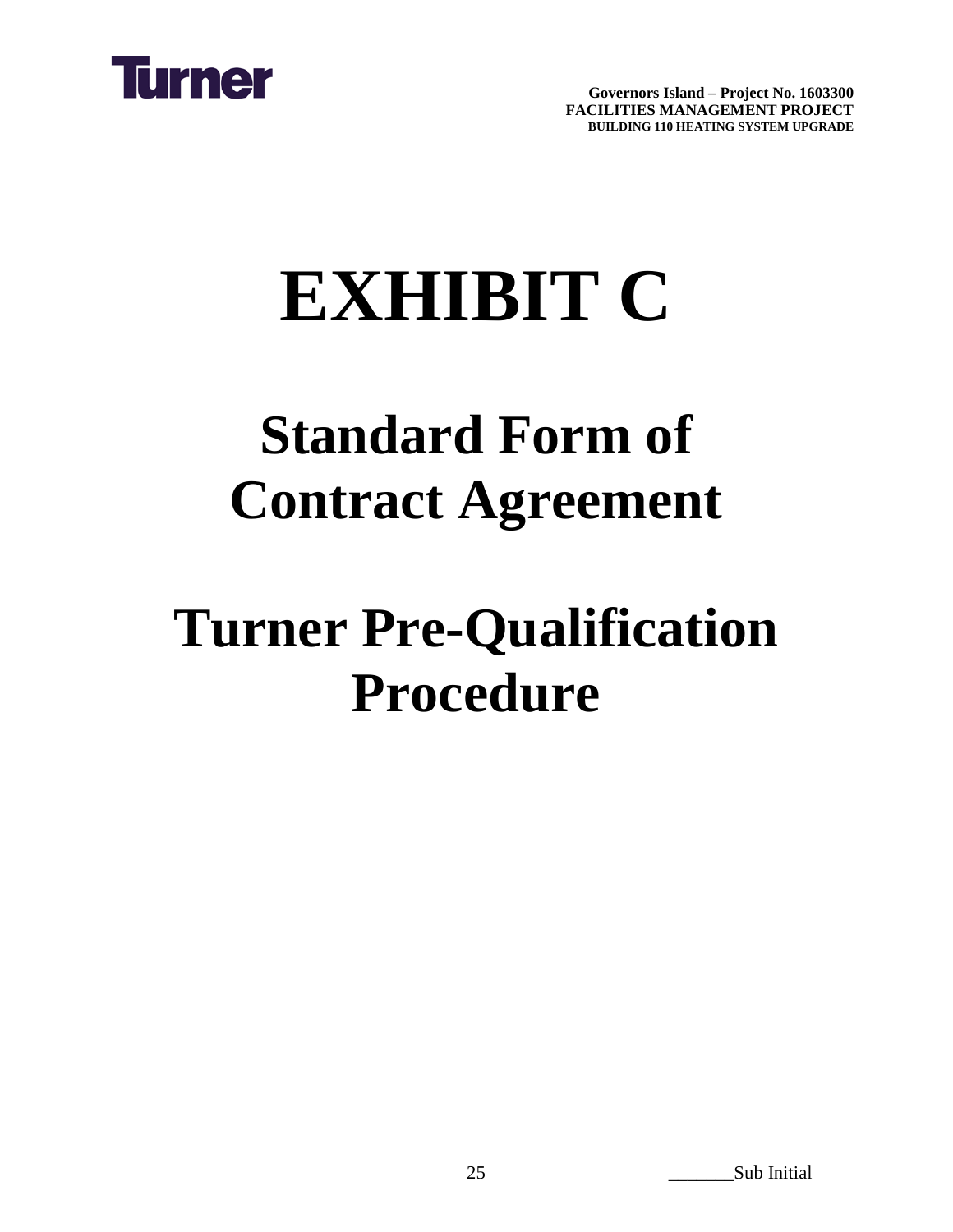# EXHIBIT C

## Standard Form of Contract Agreement

## Turner Pre-Qualification Procedure

_______Sub Initial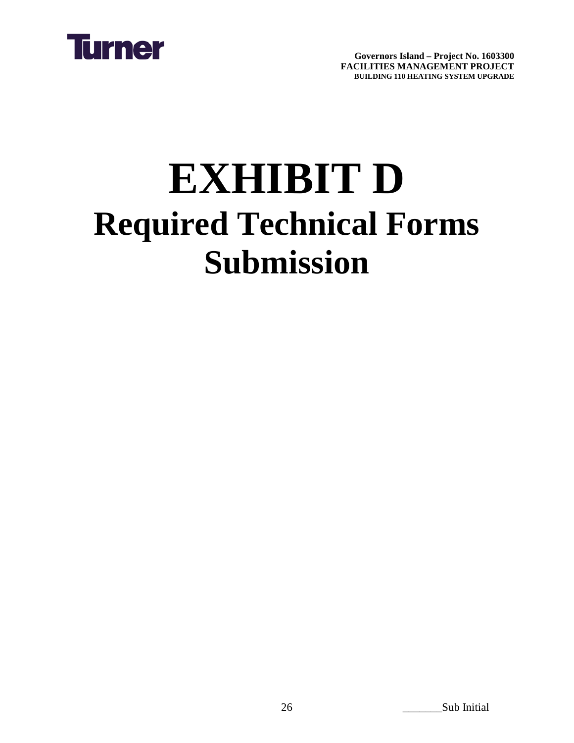# EXHIBIT D

## Required Technical Forms Submission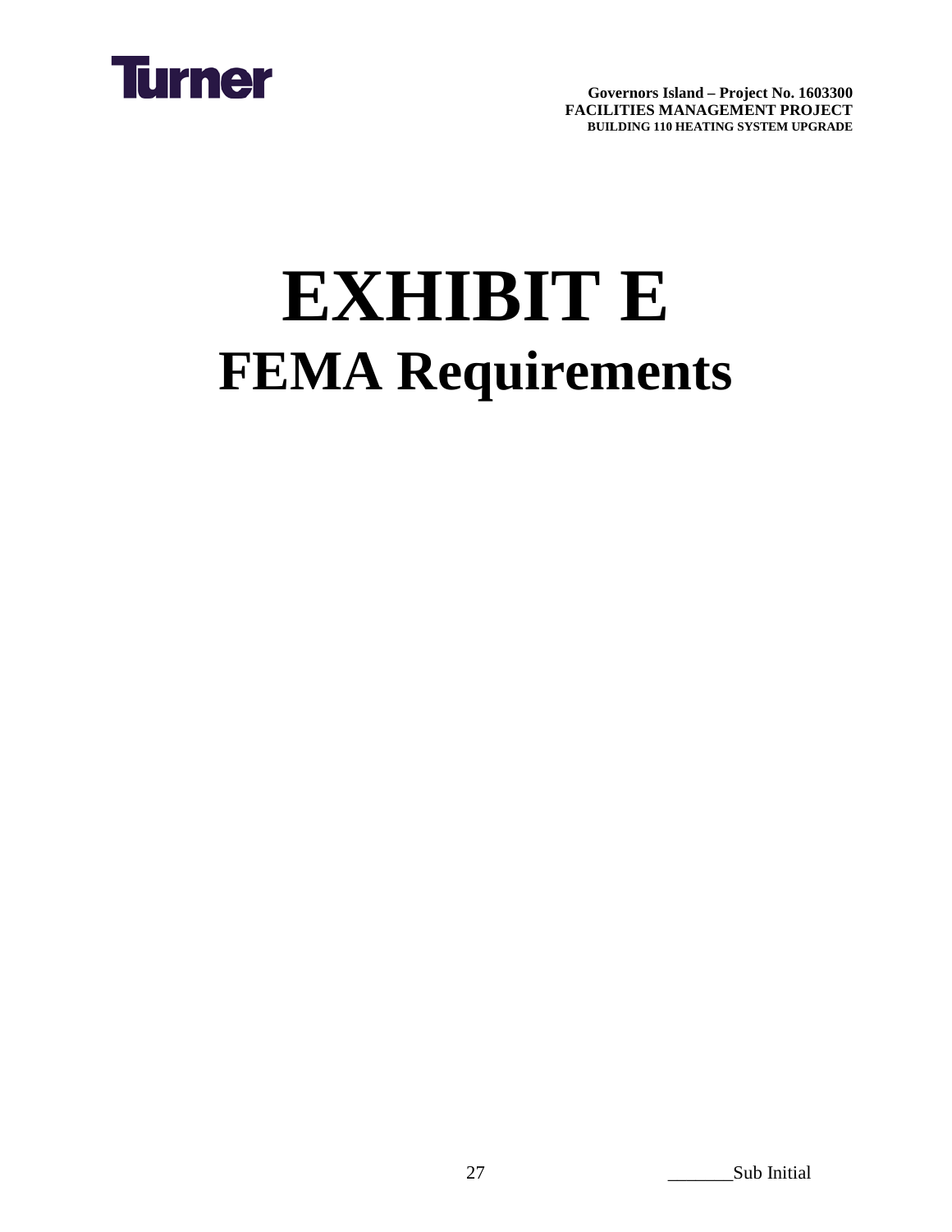# EXHIBIT E

## FEMA Requirements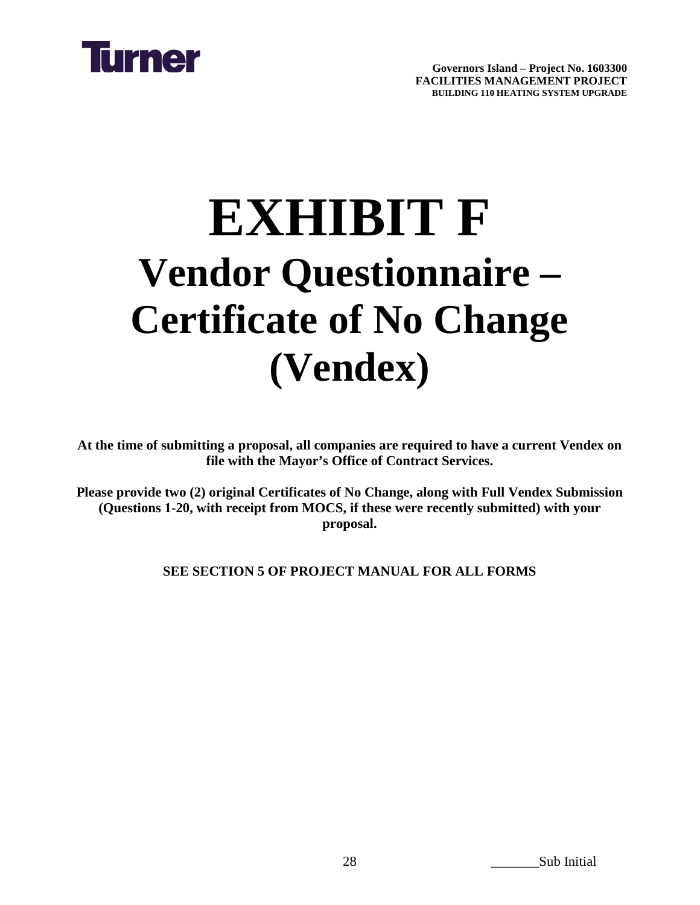# EXHIBIT F

## Vendor Questionnaire – Certificate of No Change (Vendex)

**At the time of submitting a proposal, all companies are required to have a current Vendex on file with the Mayor's Office of Contract Services.**

**Please provide two (2) original Certificates of No Change, along with Full Vendex Submission (Questions 1-20, with receipt from MOCS, if these were recently submitted) with your proposal.**

**SEE SECTION 5 OF PROJECT MANUAL FOR ALL FORMS**

_______Sub Initial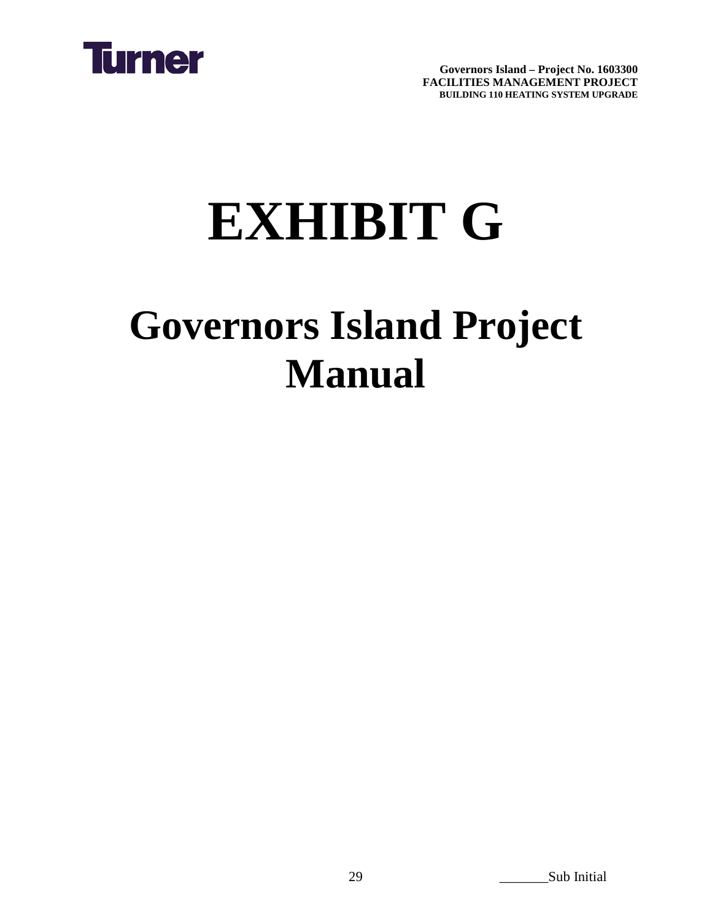# EXHIBIT G

# Governors Island Project Manual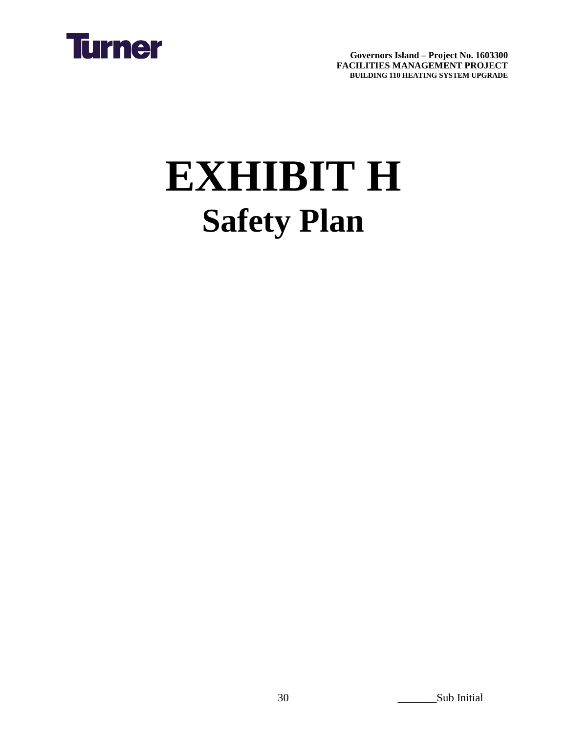# EXHIBIT H

## Safety Plan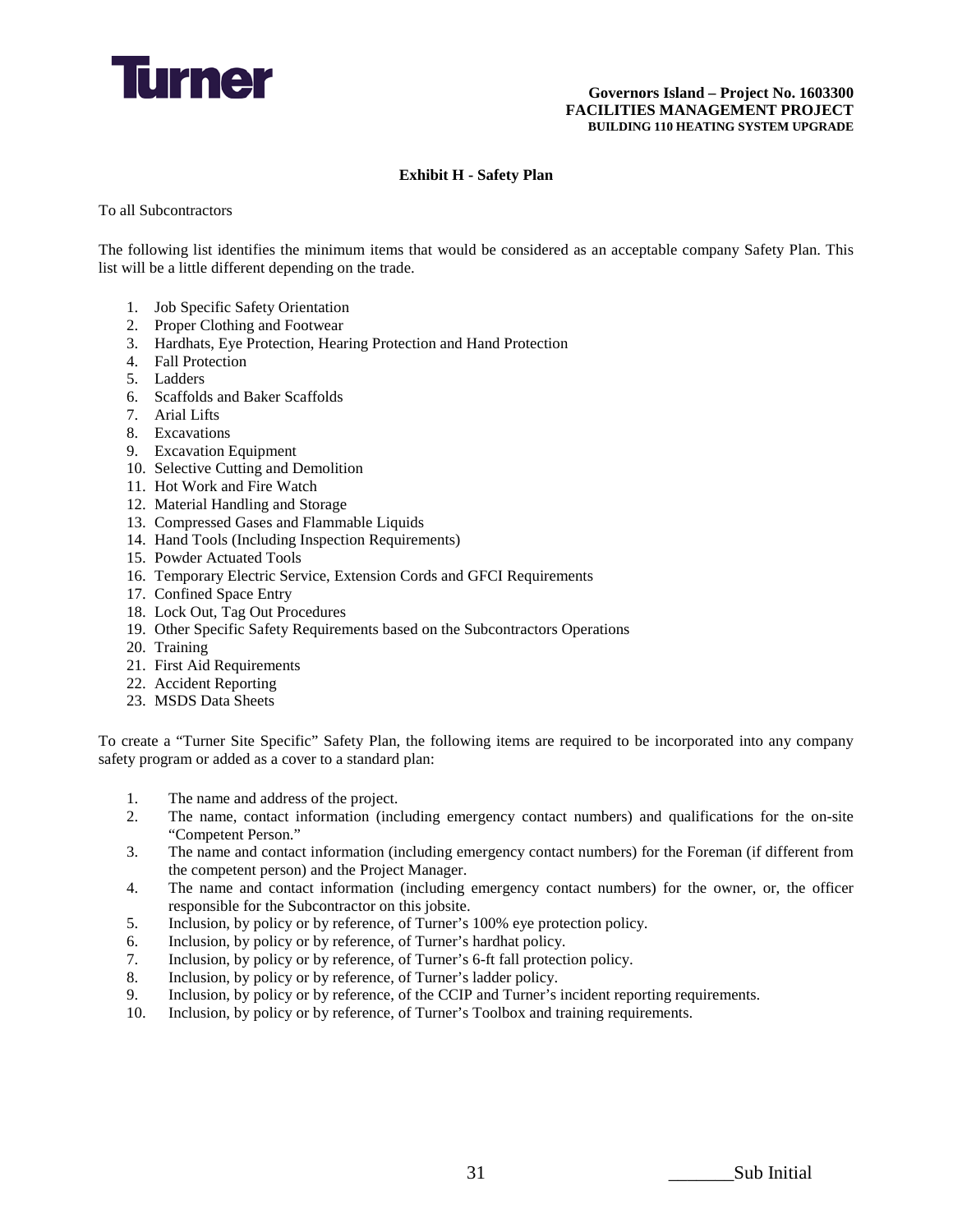## Exhibit H - Safety Plan

To all Subcontractors

The following list identifies the minimum items that would be considered as an acceptable company Safety Plan. This list will be a little different depending on the trade.

1. Job Specific Safety Orientation
2. Proper Clothing and Footwear
3. Hardhats, Eye Protection, Hearing Protection and Hand Protection
4. Fall Protection
5. Ladders
6. Scaffolds and Baker Scaffolds
7. Arial Lifts
8. Excavations
9. Excavation Equipment
10. Selective Cutting and Demolition
11. Hot Work and Fire Watch
12. Material Handling and Storage
13. Compressed Gases and Flammable Liquids
14. Hand Tools (Including Inspection Requirements)
15. Powder Actuated Tools
16. Temporary Electric Service, Extension Cords and GFCI Requirements
17. Confined Space Entry
18. Lock Out, Tag Out Procedures
19. Other Specific Safety Requirements based on the Subcontractors Operations
20. Training
21. First Aid Requirements
22. Accident Reporting
23. MSDS Data Sheets

To create a "Turner Site Specific" Safety Plan, the following items are required to be incorporated into any company safety program or added as a cover to a standard plan:

1. The name and address of the project.
2. The name, contact information (including emergency contact numbers) and qualifications for the on-site "Competent Person."
3. The name and contact information (including emergency contact numbers) for the Foreman (if different from the competent person) and the Project Manager.
4. The name and contact information (including emergency contact numbers) for the owner, or, the officer responsible for the Subcontractor on this jobsite.
5. Inclusion, by policy or by reference, of Turner's 100% eye protection policy.
6. Inclusion, by policy or by reference, of Turner's hardhat policy.
7. Inclusion, by policy or by reference, of Turner's 6-ft fall protection policy.
8. Inclusion, by policy or by reference, of Turner's ladder policy.
9. Inclusion, by policy or by reference, of the CCIP and Turner's incident reporting requirements.
10. Inclusion, by policy or by reference, of Turner's Toolbox and training requirements.

_______Sub Initial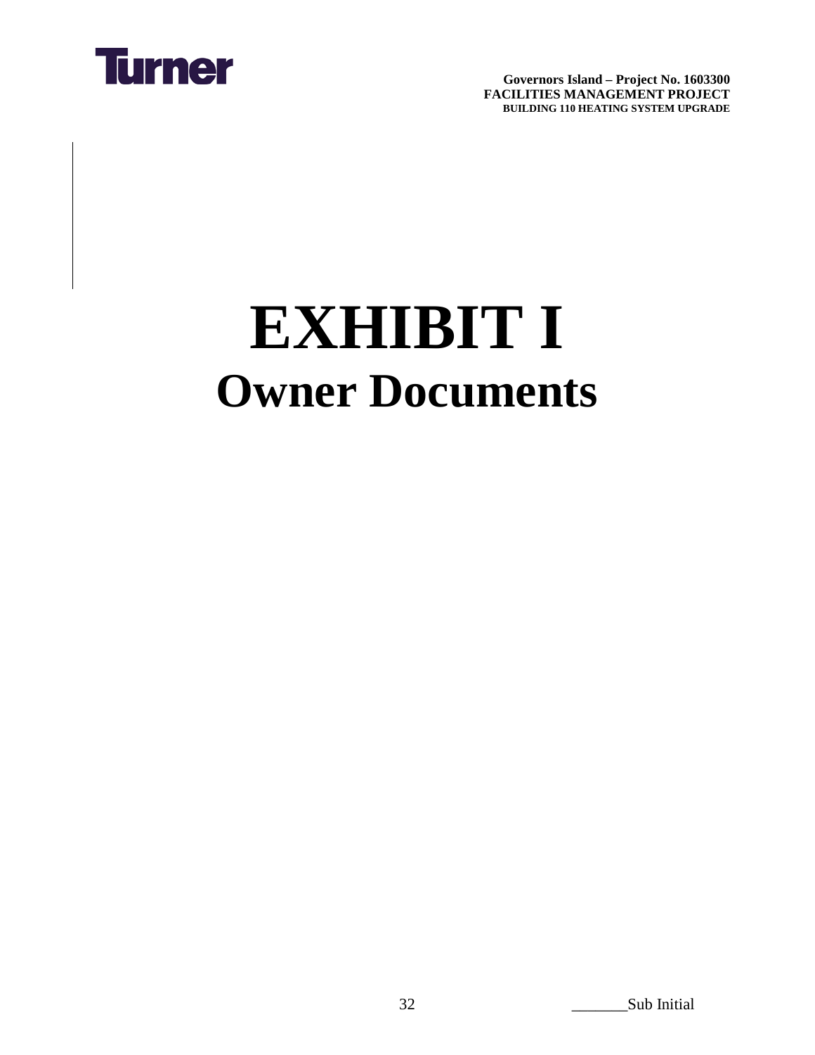# EXHIBIT I

## Owner Documents

_______Sub Initial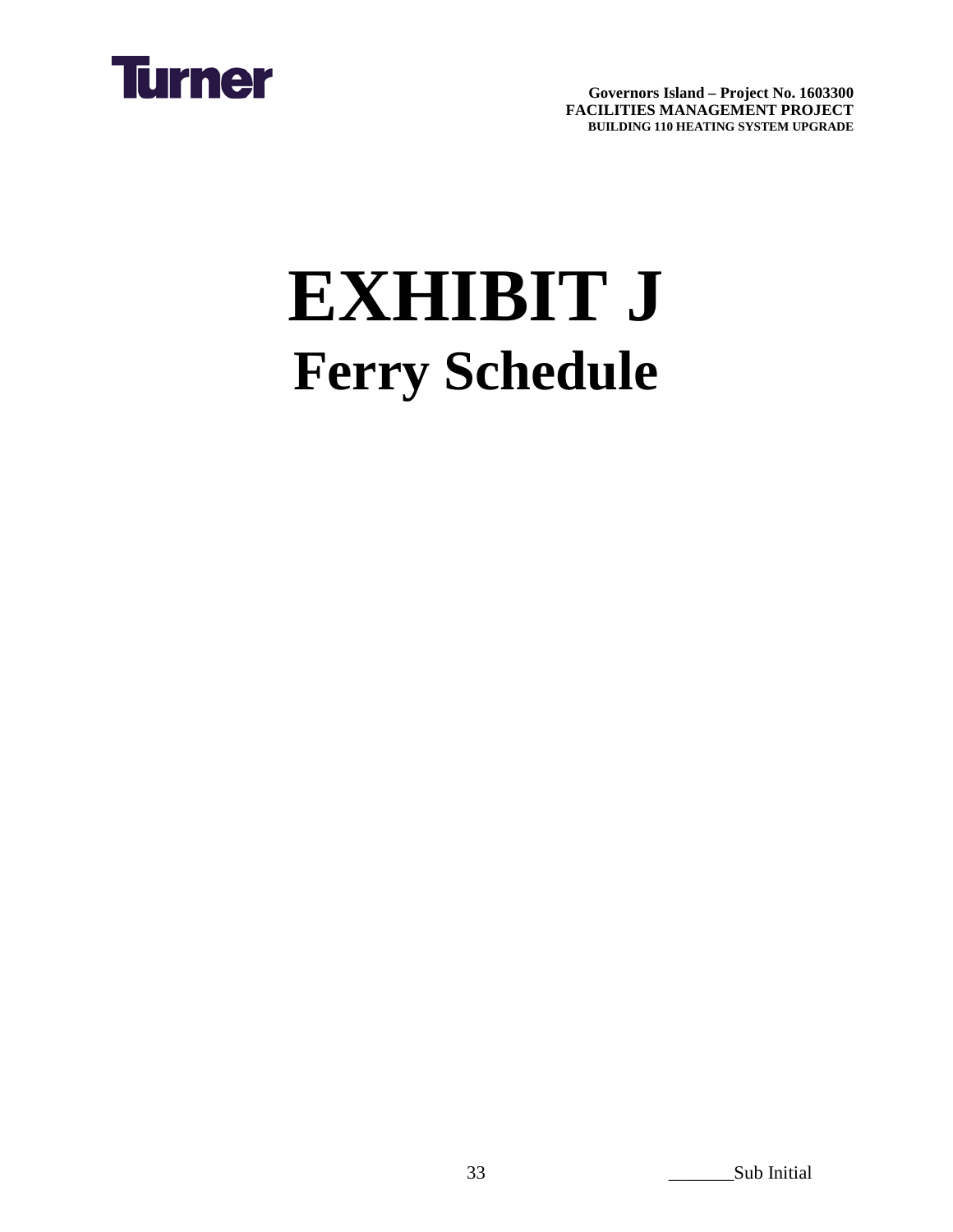# EXHIBIT J

## Ferry Schedule